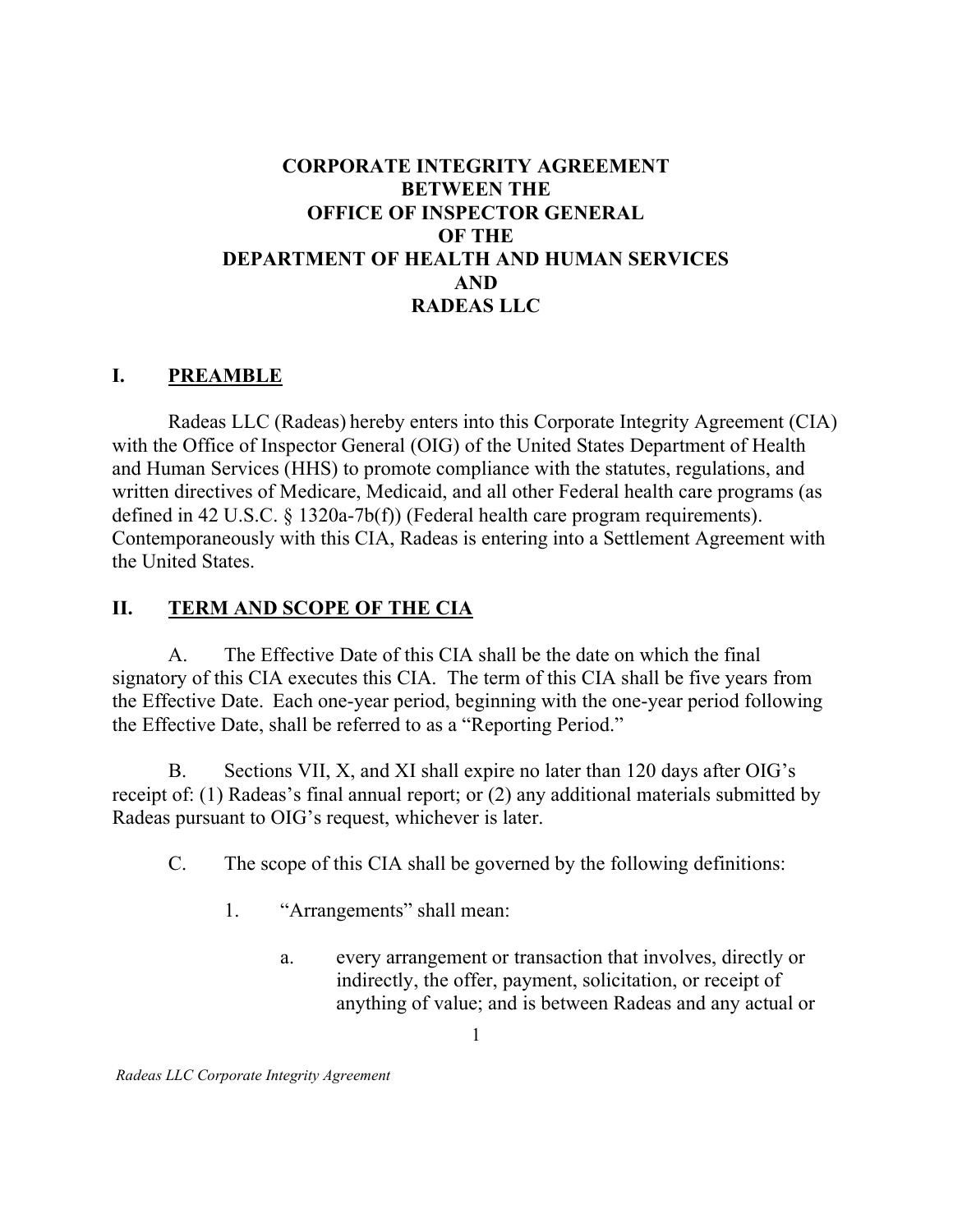# CORPORATE INTEGRITY AGREEMENT
# BETWEEN THE
# OFFICE OF INSPECTOR GENERAL
# OF THE
# DEPARTMENT OF HEALTH AND HUMAN SERVICES
# AND
# RADEAS LLC

## I. PREAMBLE

Radeas LLC (Radeas) hereby enters into this Corporate Integrity Agreement (CIA) with the Office of Inspector General (OIG) of the United States Department of Health and Human Services (HHS) to promote compliance with the statutes, regulations, and written directives of Medicare, Medicaid, and all other Federal health care programs (as defined in 42 U.S.C. § 1320a-7b(f)) (Federal health care program requirements). Contemporaneously with this CIA, Radeas is entering into a Settlement Agreement with the United States.

## II. TERM AND SCOPE OF THE CIA

A. The Effective Date of this CIA shall be the date on which the final signatory of this CIA executes this CIA. The term of this CIA shall be five years from the Effective Date. Each one-year period, beginning with the one-year period following the Effective Date, shall be referred to as a "Reporting Period."

B. Sections VII, X, and XI shall expire no later than 120 days after OIG's receipt of: (1) Radeas's final annual report; or (2) any additional materials submitted by Radeas pursuant to OIG's request, whichever is later.

C. The scope of this CIA shall be governed by the following definitions:

1. "Arrangements" shall mean:

   a. every arrangement or transaction that involves, directly or indirectly, the offer, payment, solicitation, or receipt of anything of value; and is between Radeas and any actual or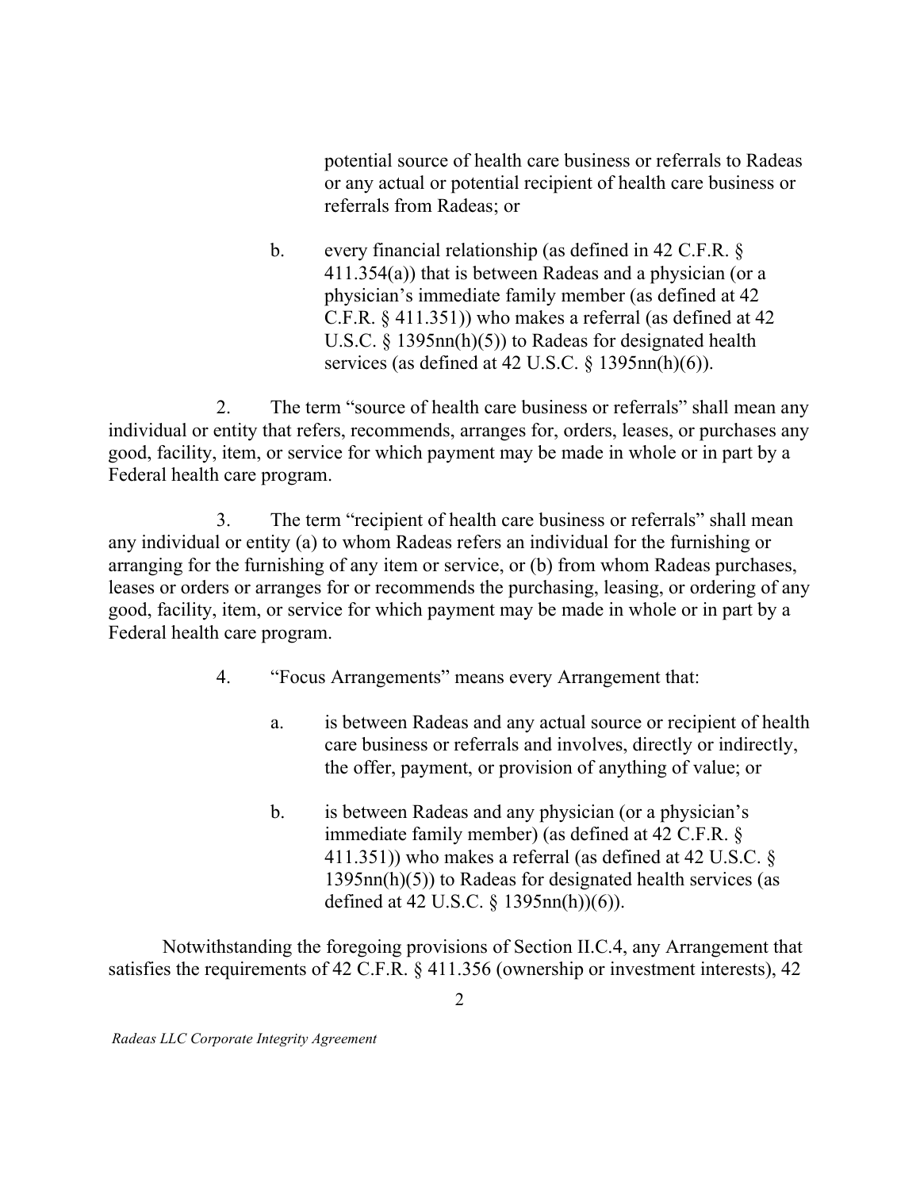potential source of health care business or referrals to Radeas or any actual or potential recipient of health care business or referrals from Radeas; or

b. every financial relationship (as defined in 42 C.F.R. § 411.354(a)) that is between Radeas and a physician (or a physician's immediate family member (as defined at 42 C.F.R. § 411.351)) who makes a referral (as defined at 42 U.S.C. § 1395nn(h)(5)) to Radeas for designated health services (as defined at 42 U.S.C. § 1395nn(h)(6)).

2. The term "source of health care business or referrals" shall mean any individual or entity that refers, recommends, arranges for, orders, leases, or purchases any good, facility, item, or service for which payment may be made in whole or in part by a Federal health care program.

3. The term "recipient of health care business or referrals" shall mean any individual or entity (a) to whom Radeas refers an individual for the furnishing or arranging for the furnishing of any item or service, or (b) from whom Radeas purchases, leases or orders or arranges for or recommends the purchasing, leasing, or ordering of any good, facility, item, or service for which payment may be made in whole or in part by a Federal health care program.

4. "Focus Arrangements" means every Arrangement that:

a. is between Radeas and any actual source or recipient of health care business or referrals and involves, directly or indirectly, the offer, payment, or provision of anything of value; or

b. is between Radeas and any physician (or a physician's immediate family member) (as defined at 42 C.F.R. § 411.351)) who makes a referral (as defined at 42 U.S.C. § 1395nn(h)(5)) to Radeas for designated health services (as defined at 42 U.S.C. § 1395nn(h))(6)).

Notwithstanding the foregoing provisions of Section II.C.4, any Arrangement that satisfies the requirements of 42 C.F.R. § 411.356 (ownership or investment interests), 42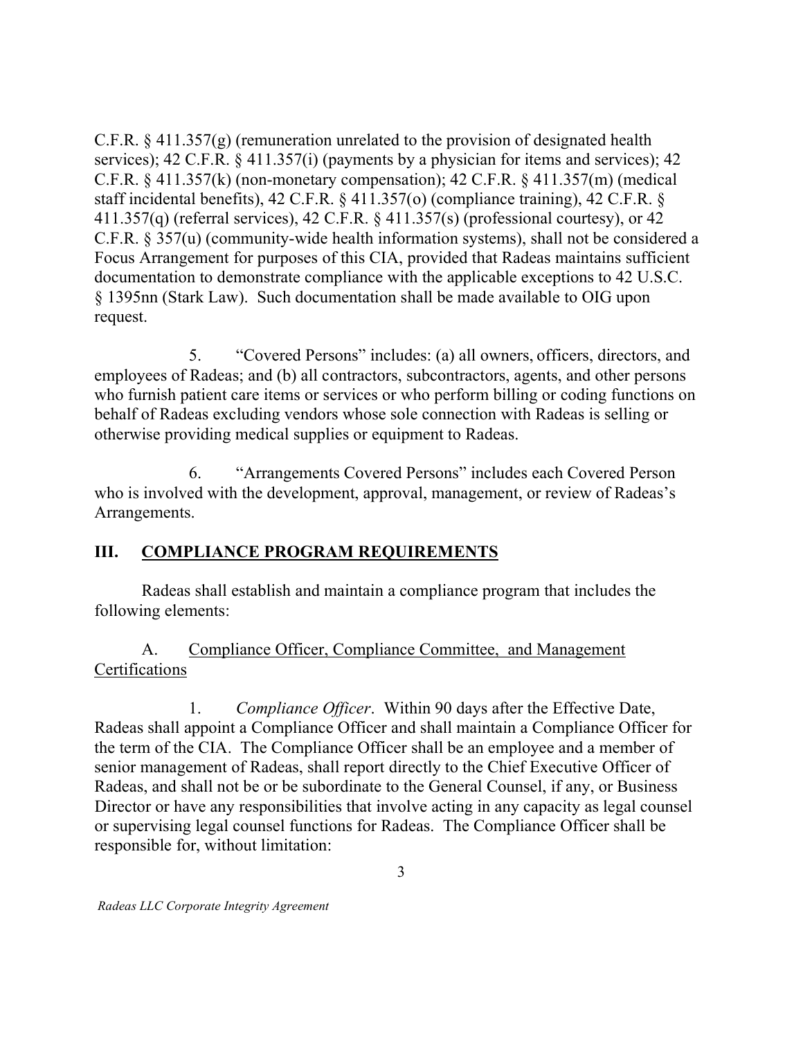C.F.R. § 411.357(g) (remuneration unrelated to the provision of designated health services); 42 C.F.R. § 411.357(i) (payments by a physician for items and services); 42 C.F.R. § 411.357(k) (non-monetary compensation); 42 C.F.R. § 411.357(m) (medical staff incidental benefits), 42 C.F.R. § 411.357(o) (compliance training), 42 C.F.R. § 411.357(q) (referral services), 42 C.F.R. § 411.357(s) (professional courtesy), or 42 C.F.R. § 357(u) (community-wide health information systems), shall not be considered a Focus Arrangement for purposes of this CIA, provided that Radeas maintains sufficient documentation to demonstrate compliance with the applicable exceptions to 42 U.S.C. § 1395nn (Stark Law). Such documentation shall be made available to OIG upon request.

5. "Covered Persons" includes: (a) all owners, officers, directors, and employees of Radeas; and (b) all contractors, subcontractors, agents, and other persons who furnish patient care items or services or who perform billing or coding functions on behalf of Radeas excluding vendors whose sole connection with Radeas is selling or otherwise providing medical supplies or equipment to Radeas.

6. "Arrangements Covered Persons" includes each Covered Person who is involved with the development, approval, management, or review of Radeas's Arrangements.

## III. COMPLIANCE PROGRAM REQUIREMENTS

Radeas shall establish and maintain a compliance program that includes the following elements:

### A. Compliance Officer, Compliance Committee, and Management Certifications

1. *Compliance Officer*. Within 90 days after the Effective Date, Radeas shall appoint a Compliance Officer and shall maintain a Compliance Officer for the term of the CIA. The Compliance Officer shall be an employee and a member of senior management of Radeas, shall report directly to the Chief Executive Officer of Radeas, and shall not be or be subordinate to the General Counsel, if any, or Business Director or have any responsibilities that involve acting in any capacity as legal counsel or supervising legal counsel functions for Radeas. The Compliance Officer shall be responsible for, without limitation: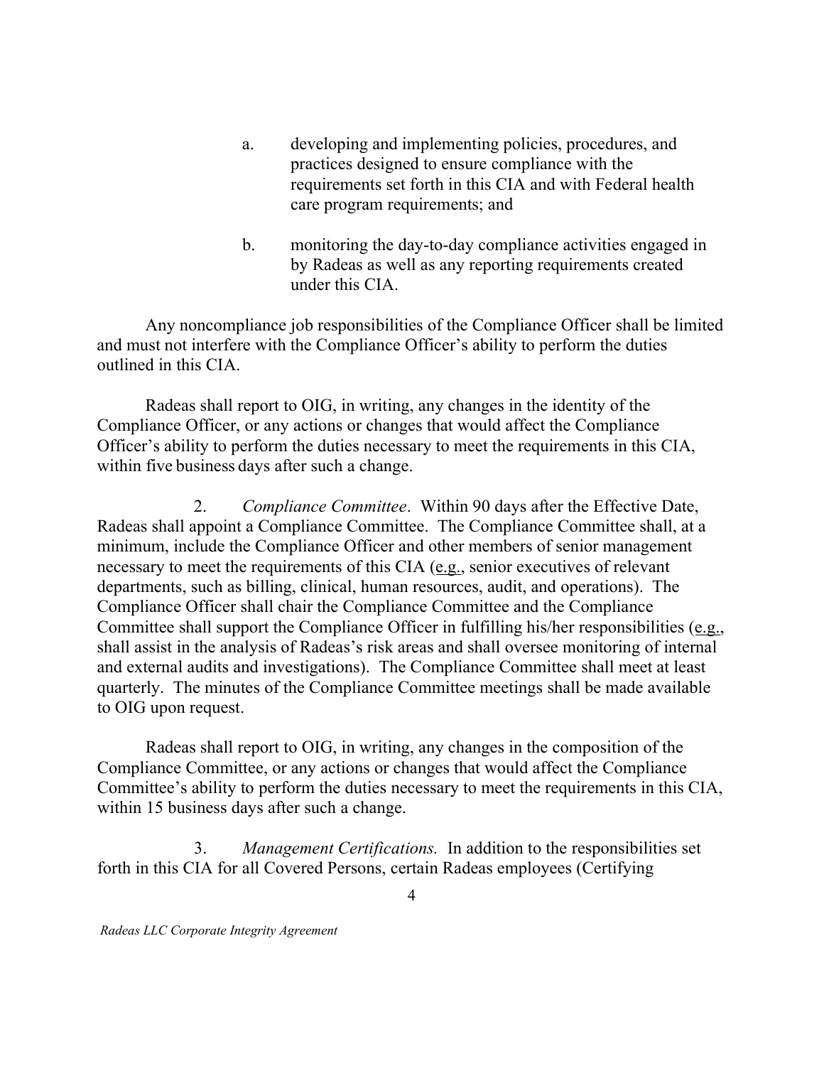a. developing and implementing policies, procedures, and practices designed to ensure compliance with the requirements set forth in this CIA and with Federal health care program requirements; and

b. monitoring the day-to-day compliance activities engaged in by Radeas as well as any reporting requirements created under this CIA.

Any noncompliance job responsibilities of the Compliance Officer shall be limited and must not interfere with the Compliance Officer's ability to perform the duties outlined in this CIA.

Radeas shall report to OIG, in writing, any changes in the identity of the Compliance Officer, or any actions or changes that would affect the Compliance Officer's ability to perform the duties necessary to meet the requirements in this CIA, within five business days after such a change.

2. *Compliance Committee*. Within 90 days after the Effective Date, Radeas shall appoint a Compliance Committee. The Compliance Committee shall, at a minimum, include the Compliance Officer and other members of senior management necessary to meet the requirements of this CIA (e.g., senior executives of relevant departments, such as billing, clinical, human resources, audit, and operations). The Compliance Officer shall chair the Compliance Committee and the Compliance Committee shall support the Compliance Officer in fulfilling his/her responsibilities (e.g., shall assist in the analysis of Radeas's risk areas and shall oversee monitoring of internal and external audits and investigations). The Compliance Committee shall meet at least quarterly. The minutes of the Compliance Committee meetings shall be made available to OIG upon request.

Radeas shall report to OIG, in writing, any changes in the composition of the Compliance Committee, or any actions or changes that would affect the Compliance Committee's ability to perform the duties necessary to meet the requirements in this CIA, within 15 business days after such a change.

3. *Management Certifications.* In addition to the responsibilities set forth in this CIA for all Covered Persons, certain Radeas employees (Certifying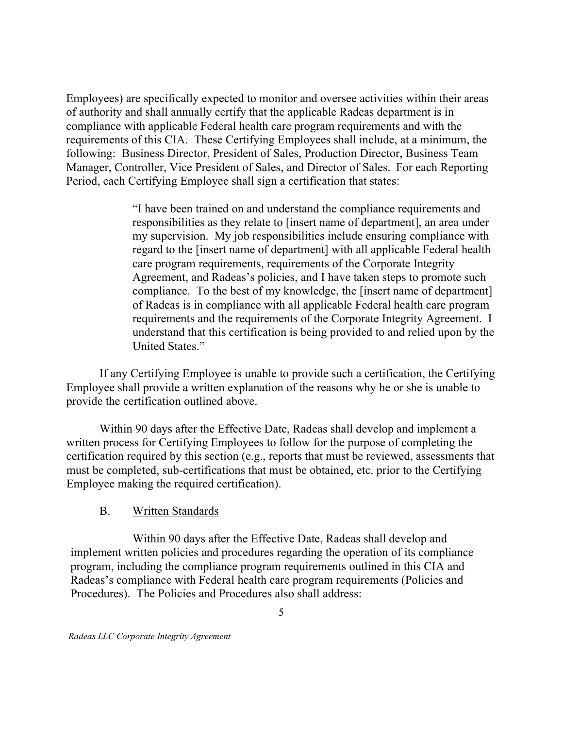Employees) are specifically expected to monitor and oversee activities within their areas of authority and shall annually certify that the applicable Radeas department is in compliance with applicable Federal health care program requirements and with the requirements of this CIA. These Certifying Employees shall include, at a minimum, the following: Business Director, President of Sales, Production Director, Business Team Manager, Controller, Vice President of Sales, and Director of Sales. For each Reporting Period, each Certifying Employee shall sign a certification that states:

> "I have been trained on and understand the compliance requirements and responsibilities as they relate to [insert name of department], an area under my supervision. My job responsibilities include ensuring compliance with regard to the [insert name of department] with all applicable Federal health care program requirements, requirements of the Corporate Integrity Agreement, and Radeas's policies, and I have taken steps to promote such compliance. To the best of my knowledge, the [insert name of department] of Radeas is in compliance with all applicable Federal health care program requirements and the requirements of the Corporate Integrity Agreement. I understand that this certification is being provided to and relied upon by the United States."

If any Certifying Employee is unable to provide such a certification, the Certifying Employee shall provide a written explanation of the reasons why he or she is unable to provide the certification outlined above.

Within 90 days after the Effective Date, Radeas shall develop and implement a written process for Certifying Employees to follow for the purpose of completing the certification required by this section (e.g., reports that must be reviewed, assessments that must be completed, sub-certifications that must be obtained, etc. prior to the Certifying Employee making the required certification).

### B. Written Standards

Within 90 days after the Effective Date, Radeas shall develop and implement written policies and procedures regarding the operation of its compliance program, including the compliance program requirements outlined in this CIA and Radeas's compliance with Federal health care program requirements (Policies and Procedures). The Policies and Procedures also shall address: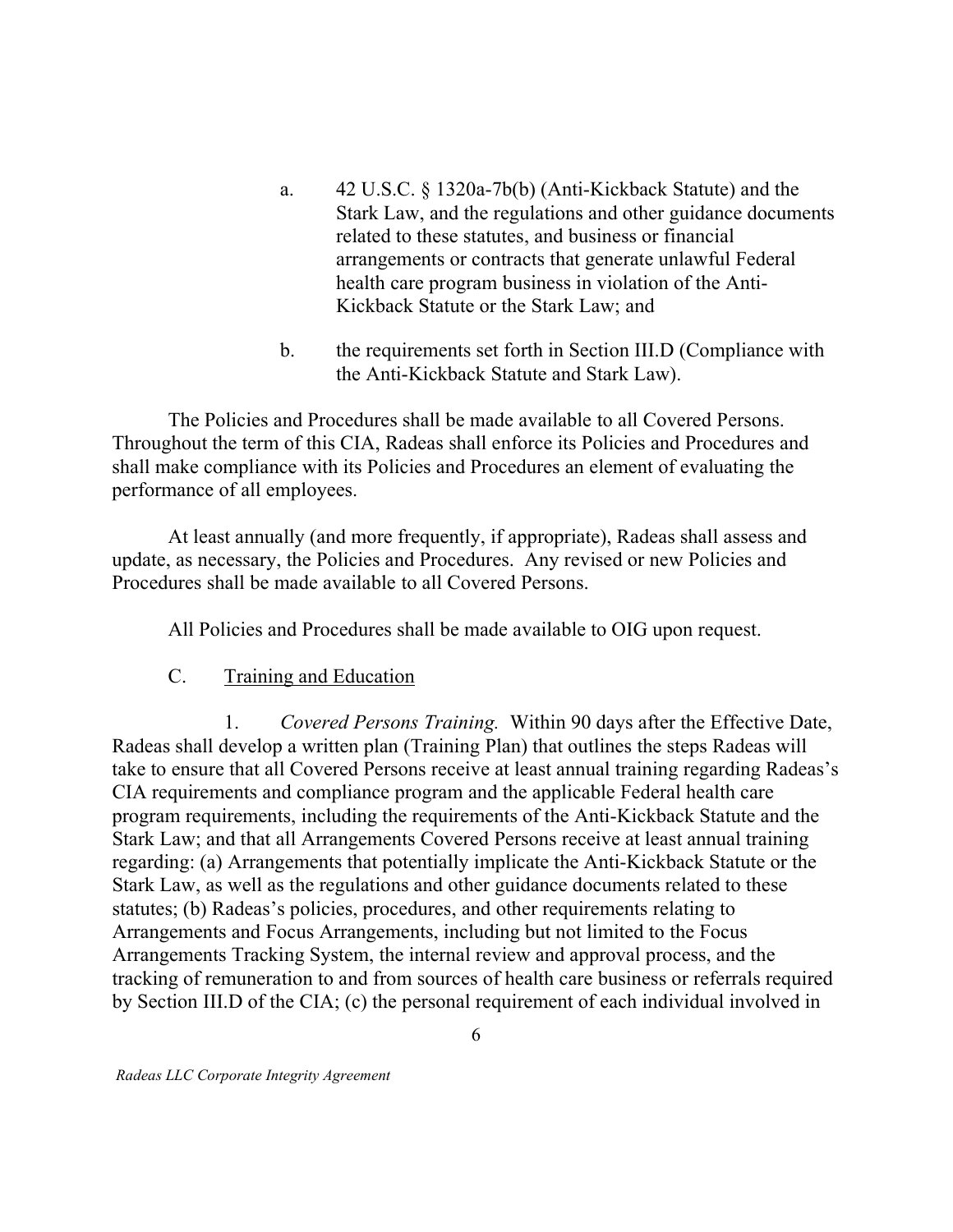a. 42 U.S.C. § 1320a-7b(b) (Anti-Kickback Statute) and the Stark Law, and the regulations and other guidance documents related to these statutes, and business or financial arrangements or contracts that generate unlawful Federal health care program business in violation of the Anti-Kickback Statute or the Stark Law; and

b. the requirements set forth in Section III.D (Compliance with the Anti-Kickback Statute and Stark Law).

The Policies and Procedures shall be made available to all Covered Persons. Throughout the term of this CIA, Radeas shall enforce its Policies and Procedures and shall make compliance with its Policies and Procedures an element of evaluating the performance of all employees.

At least annually (and more frequently, if appropriate), Radeas shall assess and update, as necessary, the Policies and Procedures. Any revised or new Policies and Procedures shall be made available to all Covered Persons.

All Policies and Procedures shall be made available to OIG upon request.

C. <u>Training and Education</u>

1. *Covered Persons Training.* Within 90 days after the Effective Date, Radeas shall develop a written plan (Training Plan) that outlines the steps Radeas will take to ensure that all Covered Persons receive at least annual training regarding Radeas's CIA requirements and compliance program and the applicable Federal health care program requirements, including the requirements of the Anti-Kickback Statute and the Stark Law; and that all Arrangements Covered Persons receive at least annual training regarding: (a) Arrangements that potentially implicate the Anti-Kickback Statute or the Stark Law, as well as the regulations and other guidance documents related to these statutes; (b) Radeas's policies, procedures, and other requirements relating to Arrangements and Focus Arrangements, including but not limited to the Focus Arrangements Tracking System, the internal review and approval process, and the tracking of remuneration to and from sources of health care business or referrals required by Section III.D of the CIA; (c) the personal requirement of each individual involved in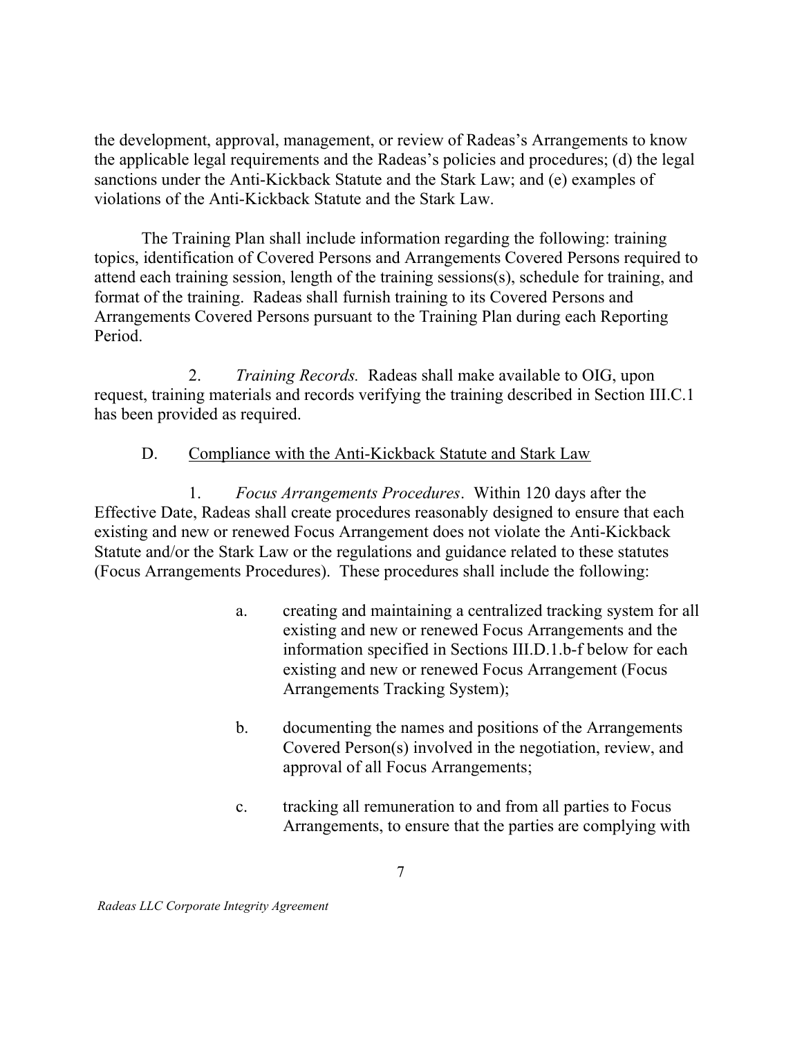the development, approval, management, or review of Radeas's Arrangements to know the applicable legal requirements and the Radeas's policies and procedures; (d) the legal sanctions under the Anti-Kickback Statute and the Stark Law; and (e) examples of violations of the Anti-Kickback Statute and the Stark Law.

The Training Plan shall include information regarding the following: training topics, identification of Covered Persons and Arrangements Covered Persons required to attend each training session, length of the training sessions(s), schedule for training, and format of the training. Radeas shall furnish training to its Covered Persons and Arrangements Covered Persons pursuant to the Training Plan during each Reporting Period.

2. *Training Records.* Radeas shall make available to OIG, upon request, training materials and records verifying the training described in Section III.C.1 has been provided as required.

D. <u>Compliance with the Anti-Kickback Statute and Stark Law</u>

1. *Focus Arrangements Procedures*. Within 120 days after the Effective Date, Radeas shall create procedures reasonably designed to ensure that each existing and new or renewed Focus Arrangement does not violate the Anti-Kickback Statute and/or the Stark Law or the regulations and guidance related to these statutes (Focus Arrangements Procedures). These procedures shall include the following:

a. creating and maintaining a centralized tracking system for all existing and new or renewed Focus Arrangements and the information specified in Sections III.D.1.b-f below for each existing and new or renewed Focus Arrangement (Focus Arrangements Tracking System);

b. documenting the names and positions of the Arrangements Covered Person(s) involved in the negotiation, review, and approval of all Focus Arrangements;

c. tracking all remuneration to and from all parties to Focus Arrangements, to ensure that the parties are complying with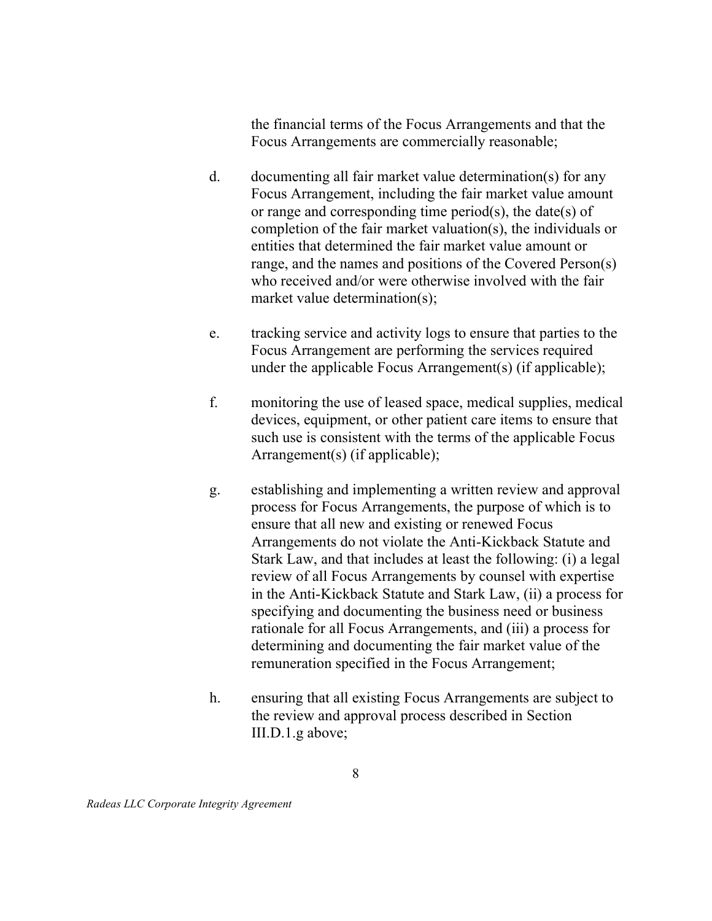the financial terms of the Focus Arrangements and that the Focus Arrangements are commercially reasonable;

d. documenting all fair market value determination(s) for any Focus Arrangement, including the fair market value amount or range and corresponding time period(s), the date(s) of completion of the fair market valuation(s), the individuals or entities that determined the fair market value amount or range, and the names and positions of the Covered Person(s) who received and/or were otherwise involved with the fair market value determination(s);

e. tracking service and activity logs to ensure that parties to the Focus Arrangement are performing the services required under the applicable Focus Arrangement(s) (if applicable);

f. monitoring the use of leased space, medical supplies, medical devices, equipment, or other patient care items to ensure that such use is consistent with the terms of the applicable Focus Arrangement(s) (if applicable);

g. establishing and implementing a written review and approval process for Focus Arrangements, the purpose of which is to ensure that all new and existing or renewed Focus Arrangements do not violate the Anti-Kickback Statute and Stark Law, and that includes at least the following: (i) a legal review of all Focus Arrangements by counsel with expertise in the Anti-Kickback Statute and Stark Law, (ii) a process for specifying and documenting the business need or business rationale for all Focus Arrangements, and (iii) a process for determining and documenting the fair market value of the remuneration specified in the Focus Arrangement;

h. ensuring that all existing Focus Arrangements are subject to the review and approval process described in Section III.D.1.g above;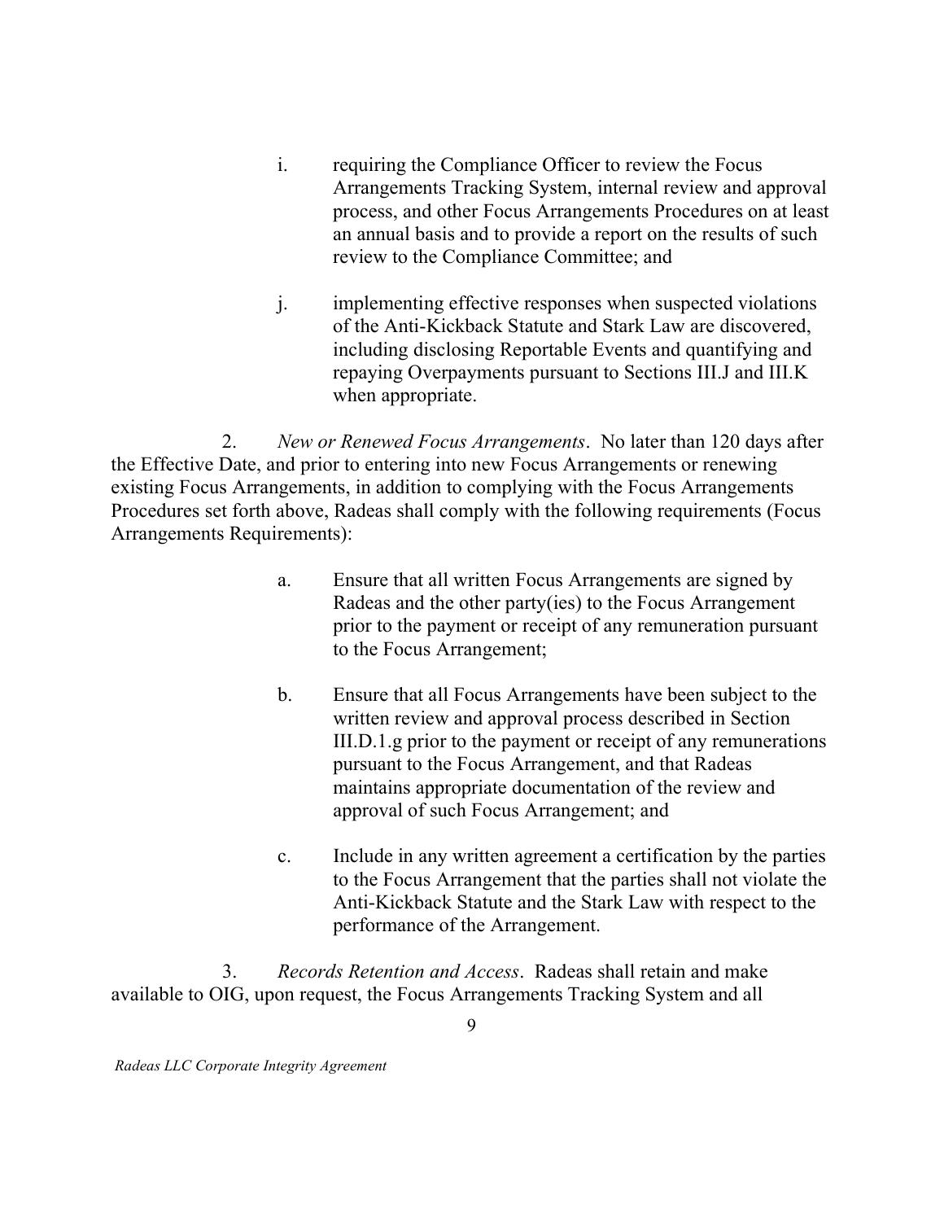i. requiring the Compliance Officer to review the Focus Arrangements Tracking System, internal review and approval process, and other Focus Arrangements Procedures on at least an annual basis and to provide a report on the results of such review to the Compliance Committee; and

j. implementing effective responses when suspected violations of the Anti-Kickback Statute and Stark Law are discovered, including disclosing Reportable Events and quantifying and repaying Overpayments pursuant to Sections III.J and III.K when appropriate.

2. *New or Renewed Focus Arrangements*. No later than 120 days after the Effective Date, and prior to entering into new Focus Arrangements or renewing existing Focus Arrangements, in addition to complying with the Focus Arrangements Procedures set forth above, Radeas shall comply with the following requirements (Focus Arrangements Requirements):

a. Ensure that all written Focus Arrangements are signed by Radeas and the other party(ies) to the Focus Arrangement prior to the payment or receipt of any remuneration pursuant to the Focus Arrangement;

b. Ensure that all Focus Arrangements have been subject to the written review and approval process described in Section III.D.1.g prior to the payment or receipt of any remunerations pursuant to the Focus Arrangement, and that Radeas maintains appropriate documentation of the review and approval of such Focus Arrangement; and

c. Include in any written agreement a certification by the parties to the Focus Arrangement that the parties shall not violate the Anti-Kickback Statute and the Stark Law with respect to the performance of the Arrangement.

3. *Records Retention and Access*. Radeas shall retain and make available to OIG, upon request, the Focus Arrangements Tracking System and all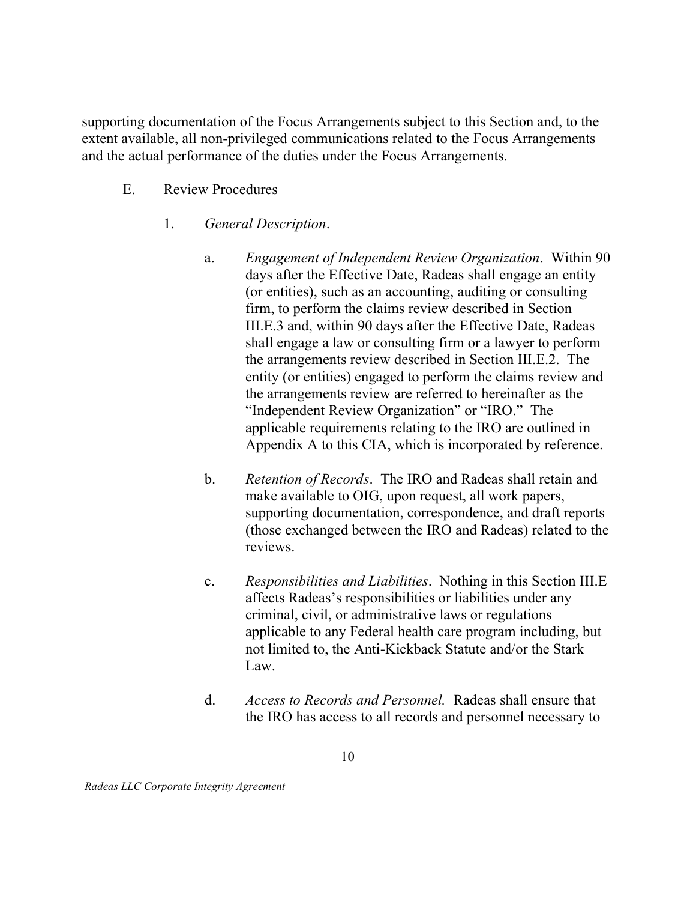supporting documentation of the Focus Arrangements subject to this Section and, to the extent available, all non-privileged communications related to the Focus Arrangements and the actual performance of the duties under the Focus Arrangements.

E. Review Procedures

1. *General Description*.

a. *Engagement of Independent Review Organization*. Within 90 days after the Effective Date, Radeas shall engage an entity (or entities), such as an accounting, auditing or consulting firm, to perform the claims review described in Section III.E.3 and, within 90 days after the Effective Date, Radeas shall engage a law or consulting firm or a lawyer to perform the arrangements review described in Section III.E.2. The entity (or entities) engaged to perform the claims review and the arrangements review are referred to hereinafter as the "Independent Review Organization" or "IRO." The applicable requirements relating to the IRO are outlined in Appendix A to this CIA, which is incorporated by reference.

b. *Retention of Records*. The IRO and Radeas shall retain and make available to OIG, upon request, all work papers, supporting documentation, correspondence, and draft reports (those exchanged between the IRO and Radeas) related to the reviews.

c. *Responsibilities and Liabilities*. Nothing in this Section III.E affects Radeas's responsibilities or liabilities under any criminal, civil, or administrative laws or regulations applicable to any Federal health care program including, but not limited to, the Anti-Kickback Statute and/or the Stark Law.

d. *Access to Records and Personnel.* Radeas shall ensure that the IRO has access to all records and personnel necessary to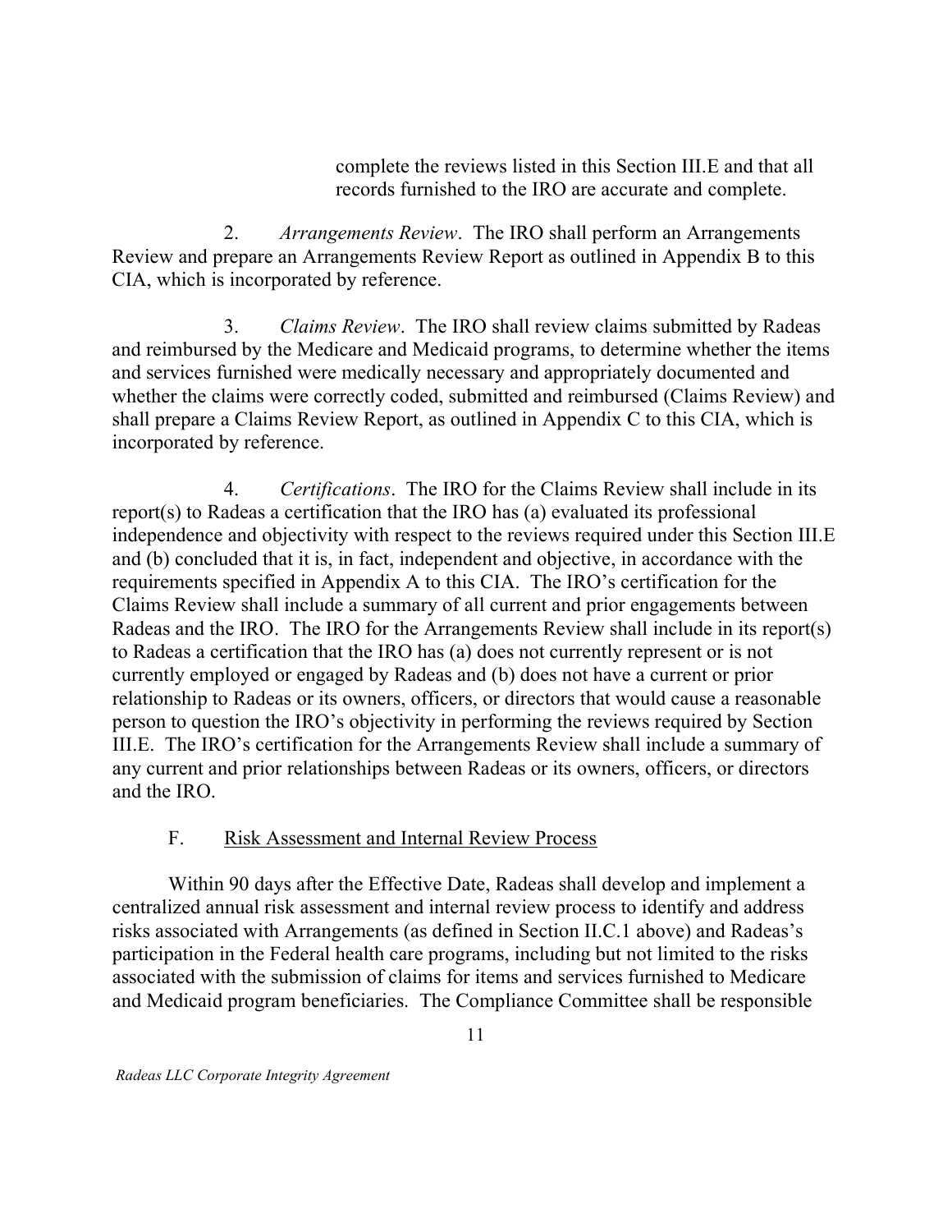complete the reviews listed in this Section III.E and that all records furnished to the IRO are accurate and complete.

2. *Arrangements Review*. The IRO shall perform an Arrangements Review and prepare an Arrangements Review Report as outlined in Appendix B to this CIA, which is incorporated by reference.

3. *Claims Review*. The IRO shall review claims submitted by Radeas and reimbursed by the Medicare and Medicaid programs, to determine whether the items and services furnished were medically necessary and appropriately documented and whether the claims were correctly coded, submitted and reimbursed (Claims Review) and shall prepare a Claims Review Report, as outlined in Appendix C to this CIA, which is incorporated by reference.

4. *Certifications*. The IRO for the Claims Review shall include in its report(s) to Radeas a certification that the IRO has (a) evaluated its professional independence and objectivity with respect to the reviews required under this Section III.E and (b) concluded that it is, in fact, independent and objective, in accordance with the requirements specified in Appendix A to this CIA. The IRO's certification for the Claims Review shall include a summary of all current and prior engagements between Radeas and the IRO. The IRO for the Arrangements Review shall include in its report(s) to Radeas a certification that the IRO has (a) does not currently represent or is not currently employed or engaged by Radeas and (b) does not have a current or prior relationship to Radeas or its owners, officers, or directors that would cause a reasonable person to question the IRO's objectivity in performing the reviews required by Section III.E. The IRO's certification for the Arrangements Review shall include a summary of any current and prior relationships between Radeas or its owners, officers, or directors and the IRO.

F. Risk Assessment and Internal Review Process

Within 90 days after the Effective Date, Radeas shall develop and implement a centralized annual risk assessment and internal review process to identify and address risks associated with Arrangements (as defined in Section II.C.1 above) and Radeas's participation in the Federal health care programs, including but not limited to the risks associated with the submission of claims for items and services furnished to Medicare and Medicaid program beneficiaries. The Compliance Committee shall be responsible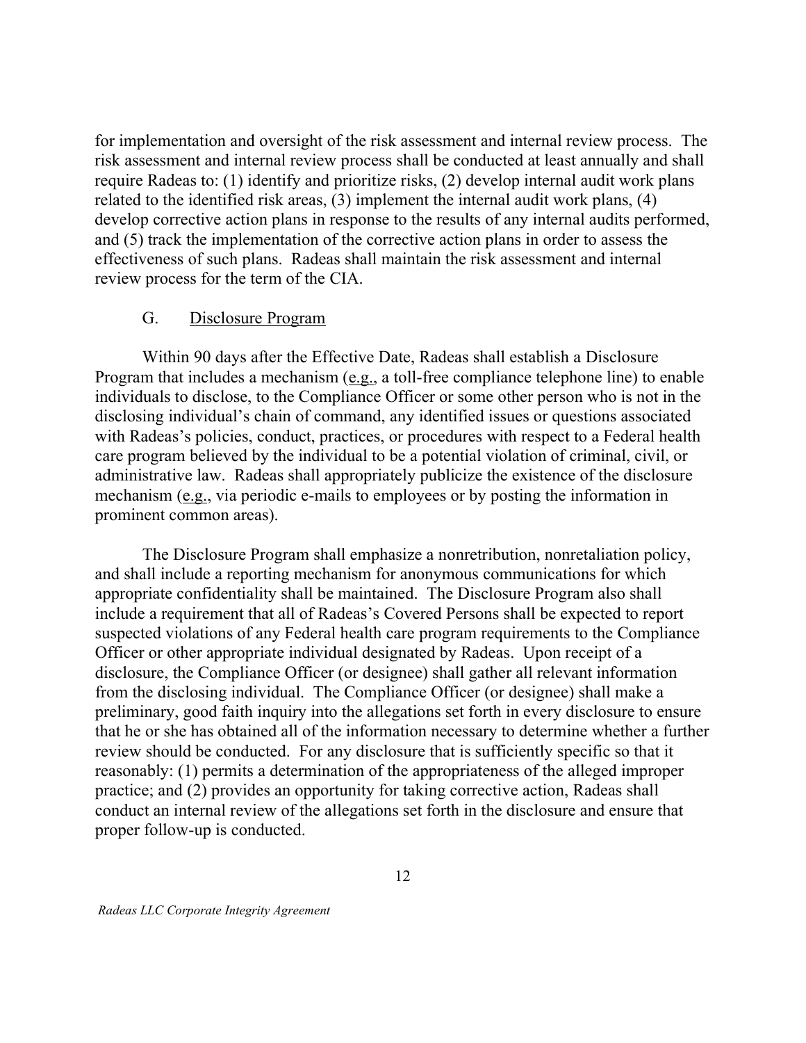for implementation and oversight of the risk assessment and internal review process. The risk assessment and internal review process shall be conducted at least annually and shall require Radeas to: (1) identify and prioritize risks, (2) develop internal audit work plans related to the identified risk areas, (3) implement the internal audit work plans, (4) develop corrective action plans in response to the results of any internal audits performed, and (5) track the implementation of the corrective action plans in order to assess the effectiveness of such plans. Radeas shall maintain the risk assessment and internal review process for the term of the CIA.

G. Disclosure Program

Within 90 days after the Effective Date, Radeas shall establish a Disclosure Program that includes a mechanism (e.g., a toll-free compliance telephone line) to enable individuals to disclose, to the Compliance Officer or some other person who is not in the disclosing individual's chain of command, any identified issues or questions associated with Radeas's policies, conduct, practices, or procedures with respect to a Federal health care program believed by the individual to be a potential violation of criminal, civil, or administrative law. Radeas shall appropriately publicize the existence of the disclosure mechanism (e.g., via periodic e-mails to employees or by posting the information in prominent common areas).

The Disclosure Program shall emphasize a nonretribution, nonretaliation policy, and shall include a reporting mechanism for anonymous communications for which appropriate confidentiality shall be maintained. The Disclosure Program also shall include a requirement that all of Radeas's Covered Persons shall be expected to report suspected violations of any Federal health care program requirements to the Compliance Officer or other appropriate individual designated by Radeas. Upon receipt of a disclosure, the Compliance Officer (or designee) shall gather all relevant information from the disclosing individual. The Compliance Officer (or designee) shall make a preliminary, good faith inquiry into the allegations set forth in every disclosure to ensure that he or she has obtained all of the information necessary to determine whether a further review should be conducted. For any disclosure that is sufficiently specific so that it reasonably: (1) permits a determination of the appropriateness of the alleged improper practice; and (2) provides an opportunity for taking corrective action, Radeas shall conduct an internal review of the allegations set forth in the disclosure and ensure that proper follow-up is conducted.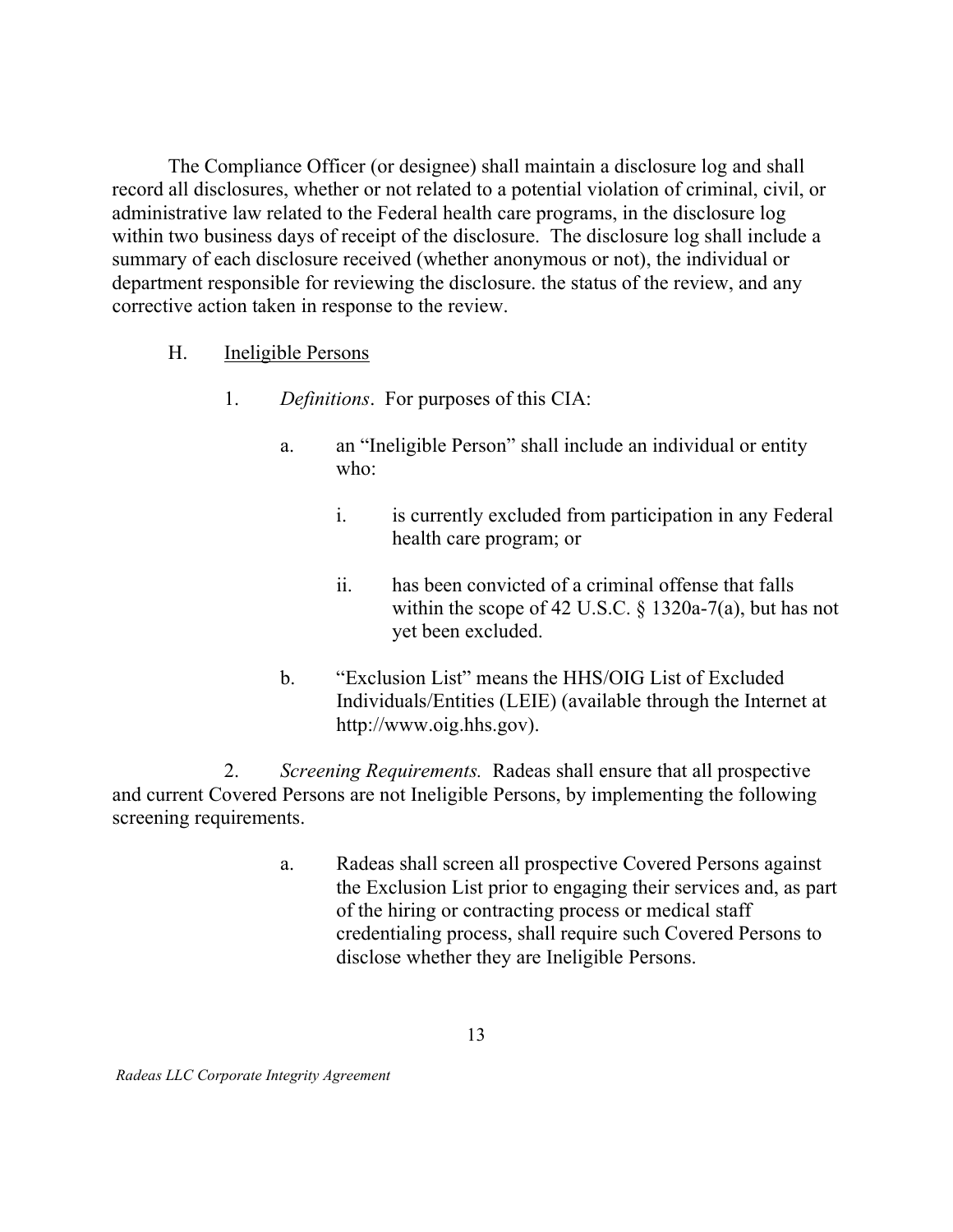The Compliance Officer (or designee) shall maintain a disclosure log and shall record all disclosures, whether or not related to a potential violation of criminal, civil, or administrative law related to the Federal health care programs, in the disclosure log within two business days of receipt of the disclosure. The disclosure log shall include a summary of each disclosure received (whether anonymous or not), the individual or department responsible for reviewing the disclosure. the status of the review, and any corrective action taken in response to the review.

H. Ineligible Persons

1. *Definitions*. For purposes of this CIA:

a. an "Ineligible Person" shall include an individual or entity who:

i. is currently excluded from participation in any Federal health care program; or

ii. has been convicted of a criminal offense that falls within the scope of 42 U.S.C. § 1320a-7(a), but has not yet been excluded.

b. "Exclusion List" means the HHS/OIG List of Excluded Individuals/Entities (LEIE) (available through the Internet at http://www.oig.hhs.gov).

2. *Screening Requirements.* Radeas shall ensure that all prospective and current Covered Persons are not Ineligible Persons, by implementing the following screening requirements.

a. Radeas shall screen all prospective Covered Persons against the Exclusion List prior to engaging their services and, as part of the hiring or contracting process or medical staff credentialing process, shall require such Covered Persons to disclose whether they are Ineligible Persons.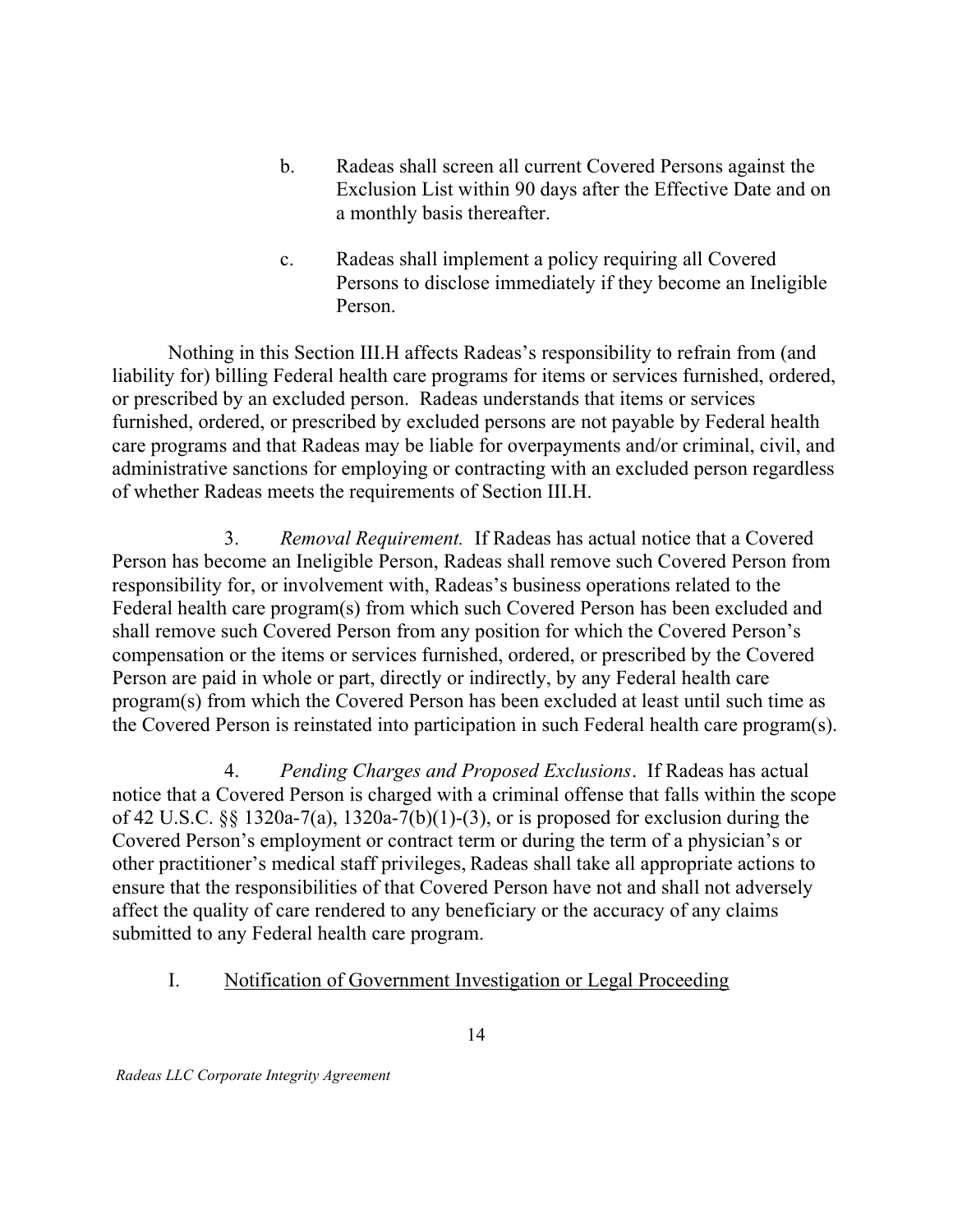b. Radeas shall screen all current Covered Persons against the Exclusion List within 90 days after the Effective Date and on a monthly basis thereafter.

c. Radeas shall implement a policy requiring all Covered Persons to disclose immediately if they become an Ineligible Person.

Nothing in this Section III.H affects Radeas's responsibility to refrain from (and liability for) billing Federal health care programs for items or services furnished, ordered, or prescribed by an excluded person. Radeas understands that items or services furnished, ordered, or prescribed by excluded persons are not payable by Federal health care programs and that Radeas may be liable for overpayments and/or criminal, civil, and administrative sanctions for employing or contracting with an excluded person regardless of whether Radeas meets the requirements of Section III.H.

3. *Removal Requirement.* If Radeas has actual notice that a Covered Person has become an Ineligible Person, Radeas shall remove such Covered Person from responsibility for, or involvement with, Radeas's business operations related to the Federal health care program(s) from which such Covered Person has been excluded and shall remove such Covered Person from any position for which the Covered Person's compensation or the items or services furnished, ordered, or prescribed by the Covered Person are paid in whole or part, directly or indirectly, by any Federal health care program(s) from which the Covered Person has been excluded at least until such time as the Covered Person is reinstated into participation in such Federal health care program(s).

4. *Pending Charges and Proposed Exclusions*. If Radeas has actual notice that a Covered Person is charged with a criminal offense that falls within the scope of 42 U.S.C. §§ 1320a-7(a), 1320a-7(b)(1)-(3), or is proposed for exclusion during the Covered Person's employment or contract term or during the term of a physician's or other practitioner's medical staff privileges, Radeas shall take all appropriate actions to ensure that the responsibilities of that Covered Person have not and shall not adversely affect the quality of care rendered to any beneficiary or the accuracy of any claims submitted to any Federal health care program.

I. <u>Notification of Government Investigation or Legal Proceeding</u>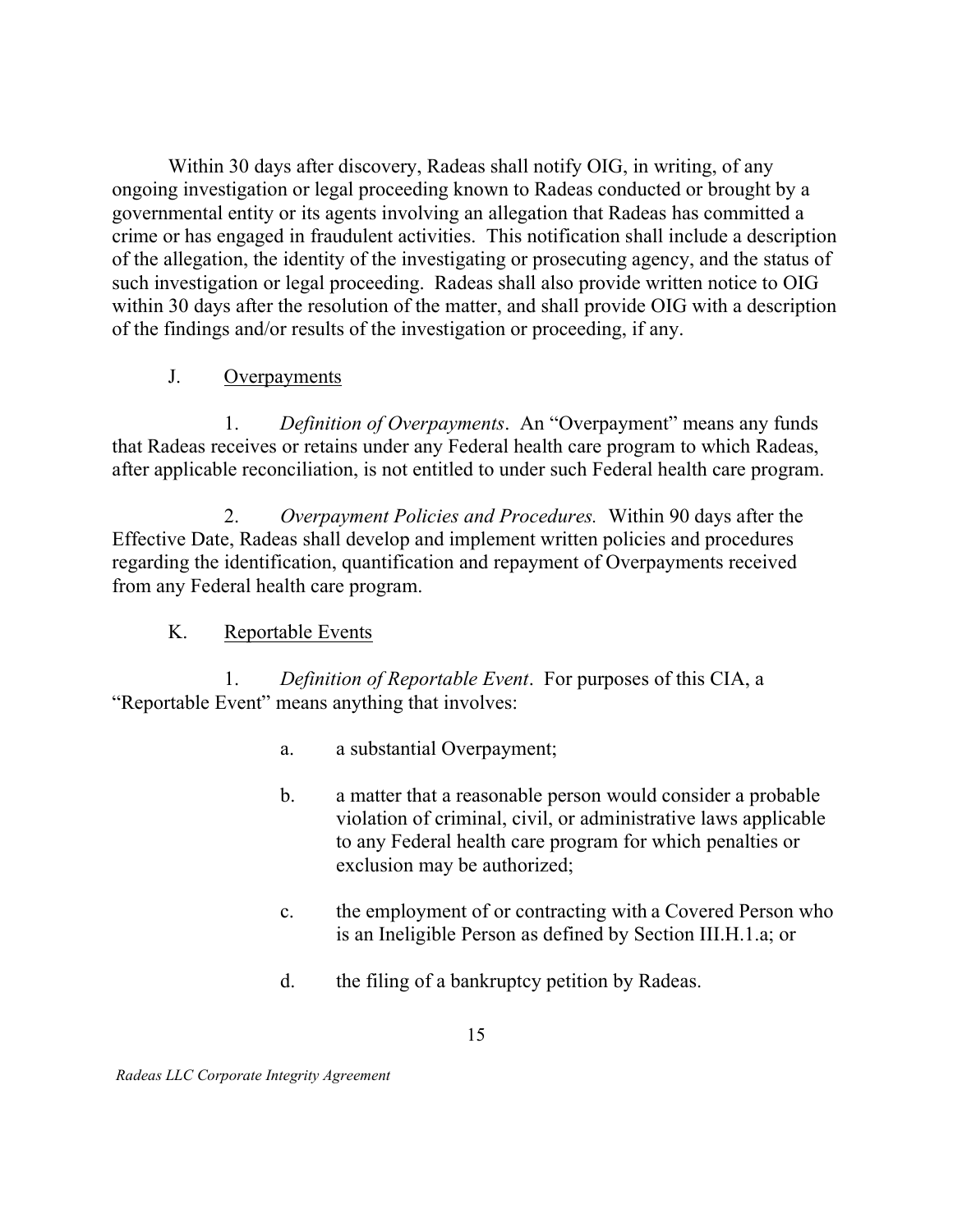Within 30 days after discovery, Radeas shall notify OIG, in writing, of any ongoing investigation or legal proceeding known to Radeas conducted or brought by a governmental entity or its agents involving an allegation that Radeas has committed a crime or has engaged in fraudulent activities. This notification shall include a description of the allegation, the identity of the investigating or prosecuting agency, and the status of such investigation or legal proceeding. Radeas shall also provide written notice to OIG within 30 days after the resolution of the matter, and shall provide OIG with a description of the findings and/or results of the investigation or proceeding, if any.

J. Overpayments

1. *Definition of Overpayments*. An "Overpayment" means any funds that Radeas receives or retains under any Federal health care program to which Radeas, after applicable reconciliation, is not entitled to under such Federal health care program.

2. *Overpayment Policies and Procedures.* Within 90 days after the Effective Date, Radeas shall develop and implement written policies and procedures regarding the identification, quantification and repayment of Overpayments received from any Federal health care program.

K. Reportable Events

1. *Definition of Reportable Event*. For purposes of this CIA, a "Reportable Event" means anything that involves:

a. a substantial Overpayment;

b. a matter that a reasonable person would consider a probable violation of criminal, civil, or administrative laws applicable to any Federal health care program for which penalties or exclusion may be authorized;

c. the employment of or contracting with a Covered Person who is an Ineligible Person as defined by Section III.H.1.a; or

d. the filing of a bankruptcy petition by Radeas.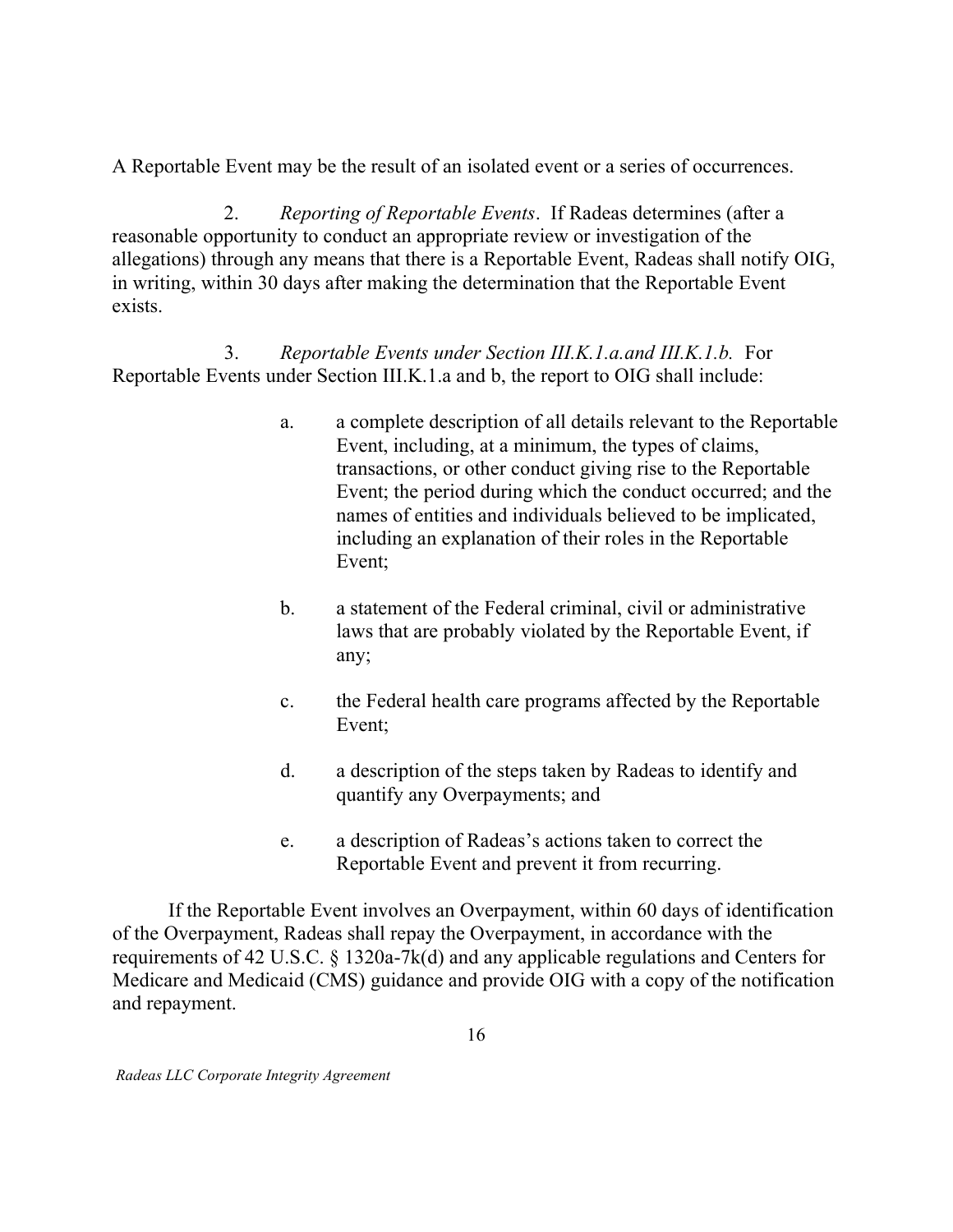A Reportable Event may be the result of an isolated event or a series of occurrences.

2. *Reporting of Reportable Events*. If Radeas determines (after a reasonable opportunity to conduct an appropriate review or investigation of the allegations) through any means that there is a Reportable Event, Radeas shall notify OIG, in writing, within 30 days after making the determination that the Reportable Event exists.

3. *Reportable Events under Section III.K.1.a.and III.K.1.b.* For Reportable Events under Section III.K.1.a and b, the report to OIG shall include:

a. a complete description of all details relevant to the Reportable Event, including, at a minimum, the types of claims, transactions, or other conduct giving rise to the Reportable Event; the period during which the conduct occurred; and the names of entities and individuals believed to be implicated, including an explanation of their roles in the Reportable Event;

b. a statement of the Federal criminal, civil or administrative laws that are probably violated by the Reportable Event, if any;

c. the Federal health care programs affected by the Reportable Event;

d. a description of the steps taken by Radeas to identify and quantify any Overpayments; and

e. a description of Radeas's actions taken to correct the Reportable Event and prevent it from recurring.

If the Reportable Event involves an Overpayment, within 60 days of identification of the Overpayment, Radeas shall repay the Overpayment, in accordance with the requirements of 42 U.S.C. § 1320a-7k(d) and any applicable regulations and Centers for Medicare and Medicaid (CMS) guidance and provide OIG with a copy of the notification and repayment.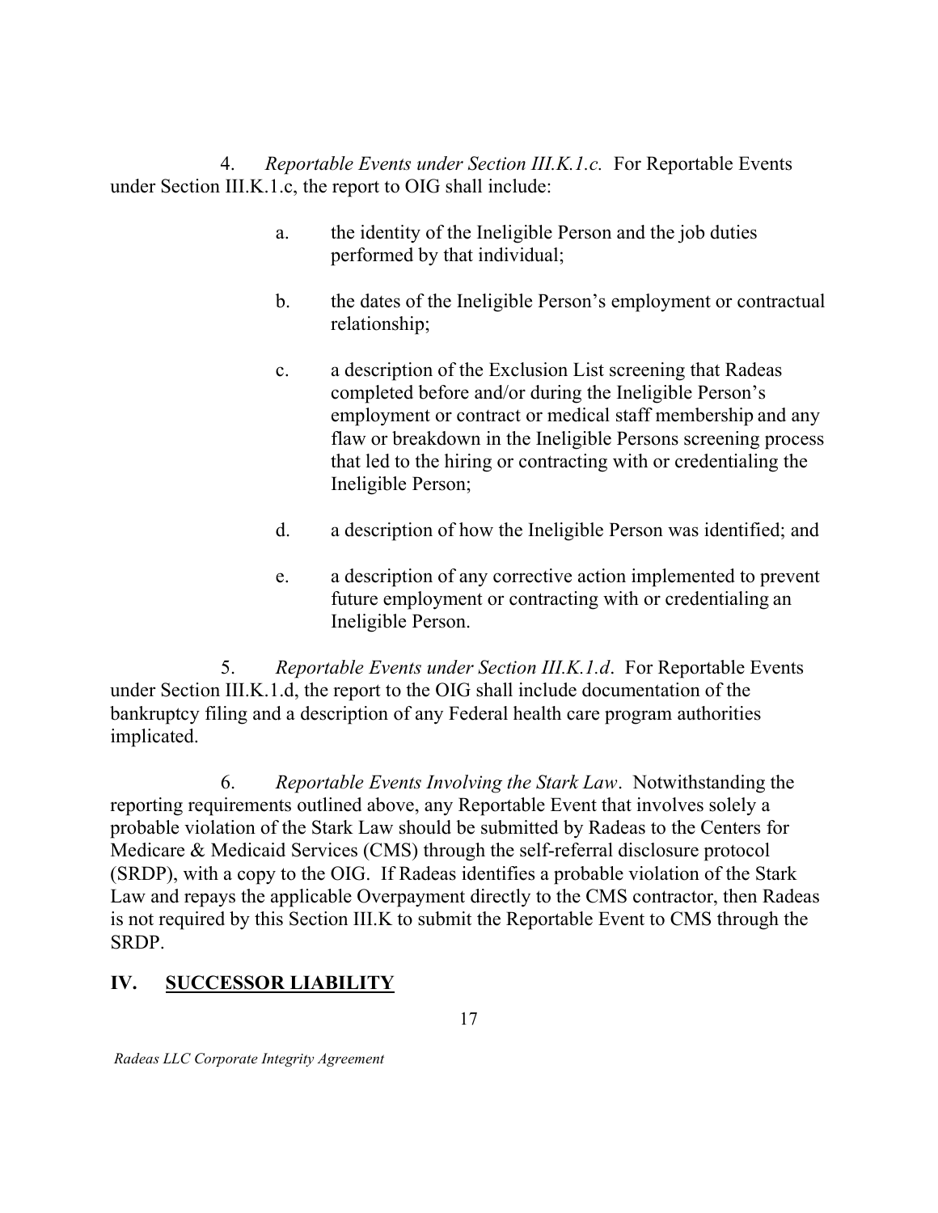4. *Reportable Events under Section III.K.1.c.* For Reportable Events under Section III.K.1.c, the report to OIG shall include:

a. the identity of the Ineligible Person and the job duties performed by that individual;

b. the dates of the Ineligible Person's employment or contractual relationship;

c. a description of the Exclusion List screening that Radeas completed before and/or during the Ineligible Person's employment or contract or medical staff membership and any flaw or breakdown in the Ineligible Persons screening process that led to the hiring or contracting with or credentialing the Ineligible Person;

d. a description of how the Ineligible Person was identified; and

e. a description of any corrective action implemented to prevent future employment or contracting with or credentialing an Ineligible Person.

5. *Reportable Events under Section III.K.1.d*. For Reportable Events under Section III.K.1.d, the report to the OIG shall include documentation of the bankruptcy filing and a description of any Federal health care program authorities implicated.

6. *Reportable Events Involving the Stark Law*. Notwithstanding the reporting requirements outlined above, any Reportable Event that involves solely a probable violation of the Stark Law should be submitted by Radeas to the Centers for Medicare & Medicaid Services (CMS) through the self-referral disclosure protocol (SRDP), with a copy to the OIG. If Radeas identifies a probable violation of the Stark Law and repays the applicable Overpayment directly to the CMS contractor, then Radeas is not required by this Section III.K to submit the Reportable Event to CMS through the SRDP.

## IV. SUCCESSOR LIABILITY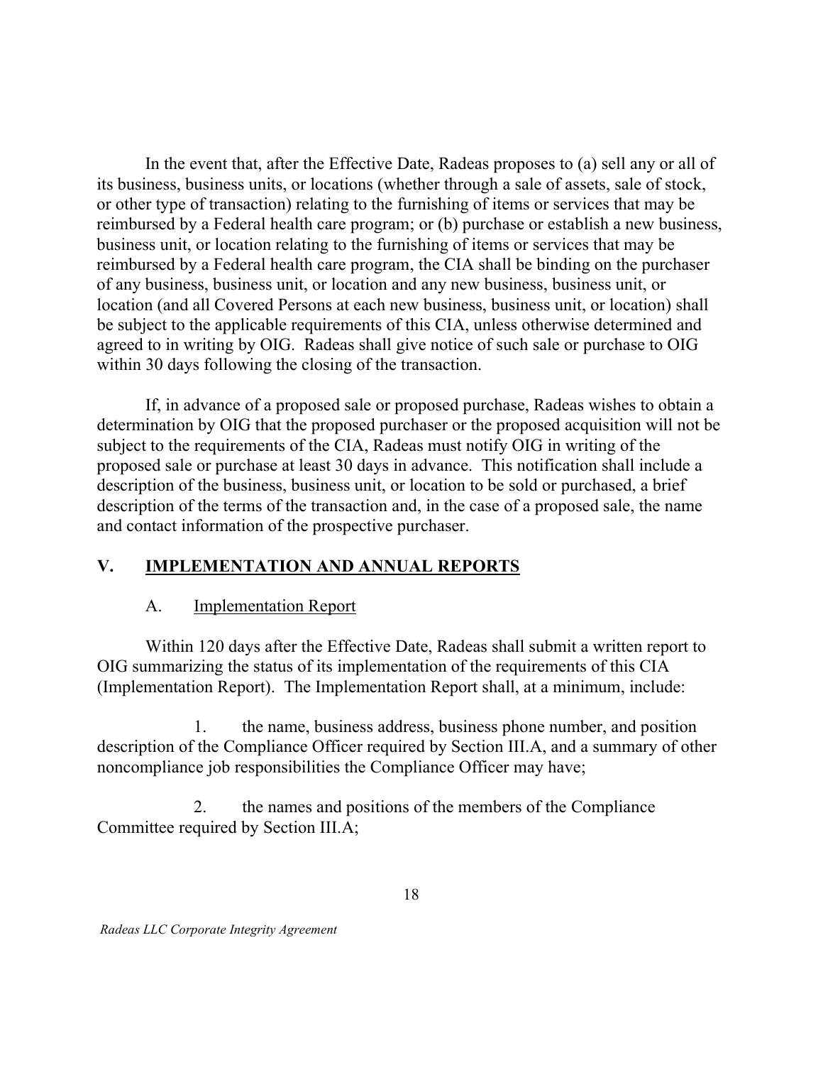In the event that, after the Effective Date, Radeas proposes to (a) sell any or all of its business, business units, or locations (whether through a sale of assets, sale of stock, or other type of transaction) relating to the furnishing of items or services that may be reimbursed by a Federal health care program; or (b) purchase or establish a new business, business unit, or location relating to the furnishing of items or services that may be reimbursed by a Federal health care program, the CIA shall be binding on the purchaser of any business, business unit, or location and any new business, business unit, or location (and all Covered Persons at each new business, business unit, or location) shall be subject to the applicable requirements of this CIA, unless otherwise determined and agreed to in writing by OIG. Radeas shall give notice of such sale or purchase to OIG within 30 days following the closing of the transaction.

If, in advance of a proposed sale or proposed purchase, Radeas wishes to obtain a determination by OIG that the proposed purchaser or the proposed acquisition will not be subject to the requirements of the CIA, Radeas must notify OIG in writing of the proposed sale or purchase at least 30 days in advance. This notification shall include a description of the business, business unit, or location to be sold or purchased, a brief description of the terms of the transaction and, in the case of a proposed sale, the name and contact information of the prospective purchaser.

## V. IMPLEMENTATION AND ANNUAL REPORTS

### A. Implementation Report

Within 120 days after the Effective Date, Radeas shall submit a written report to OIG summarizing the status of its implementation of the requirements of this CIA (Implementation Report). The Implementation Report shall, at a minimum, include:

1. the name, business address, business phone number, and position description of the Compliance Officer required by Section III.A, and a summary of other noncompliance job responsibilities the Compliance Officer may have;

2. the names and positions of the members of the Compliance Committee required by Section III.A;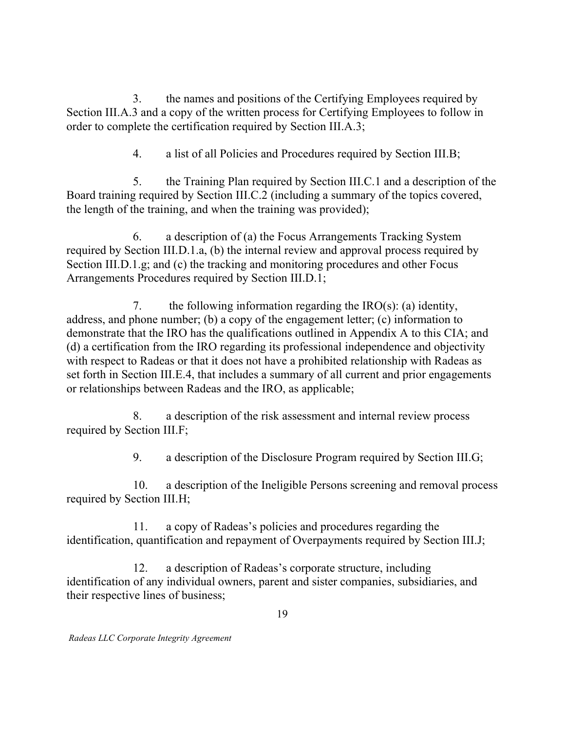3. the names and positions of the Certifying Employees required by Section III.A.3 and a copy of the written process for Certifying Employees to follow in order to complete the certification required by Section III.A.3;

4. a list of all Policies and Procedures required by Section III.B;

5. the Training Plan required by Section III.C.1 and a description of the Board training required by Section III.C.2 (including a summary of the topics covered, the length of the training, and when the training was provided);

6. a description of (a) the Focus Arrangements Tracking System required by Section III.D.1.a, (b) the internal review and approval process required by Section III.D.1.g; and (c) the tracking and monitoring procedures and other Focus Arrangements Procedures required by Section III.D.1;

7. the following information regarding the IRO(s): (a) identity, address, and phone number; (b) a copy of the engagement letter; (c) information to demonstrate that the IRO has the qualifications outlined in Appendix A to this CIA; and (d) a certification from the IRO regarding its professional independence and objectivity with respect to Radeas or that it does not have a prohibited relationship with Radeas as set forth in Section III.E.4, that includes a summary of all current and prior engagements or relationships between Radeas and the IRO, as applicable;

8. a description of the risk assessment and internal review process required by Section III.F;

9. a description of the Disclosure Program required by Section III.G;

10. a description of the Ineligible Persons screening and removal process required by Section III.H;

11. a copy of Radeas's policies and procedures regarding the identification, quantification and repayment of Overpayments required by Section III.J;

12. a description of Radeas's corporate structure, including identification of any individual owners, parent and sister companies, subsidiaries, and their respective lines of business;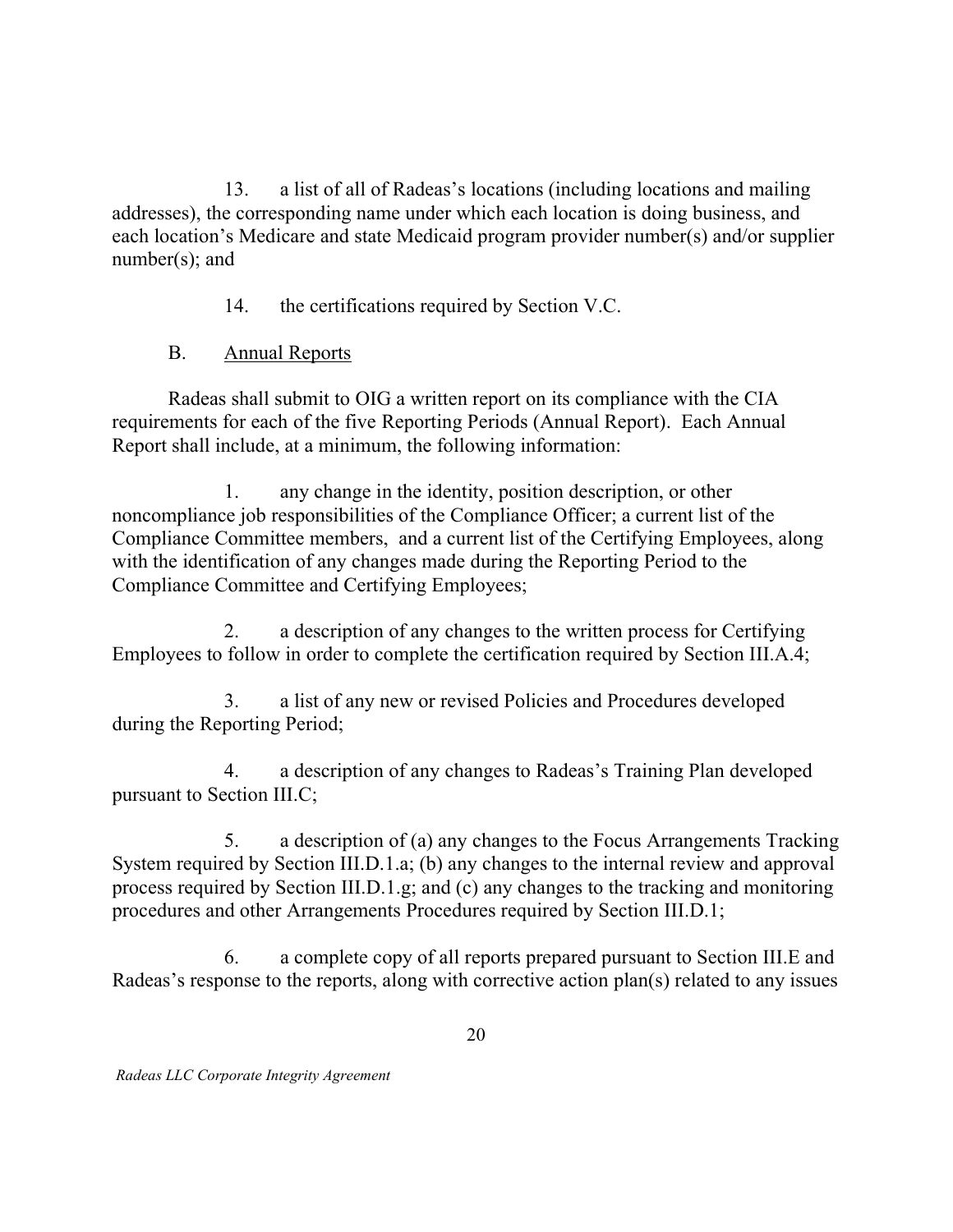13. a list of all of Radeas's locations (including locations and mailing addresses), the corresponding name under which each location is doing business, and each location's Medicare and state Medicaid program provider number(s) and/or supplier number(s); and

14. the certifications required by Section V.C.

B. <u>Annual Reports</u>

Radeas shall submit to OIG a written report on its compliance with the CIA requirements for each of the five Reporting Periods (Annual Report). Each Annual Report shall include, at a minimum, the following information:

1. any change in the identity, position description, or other noncompliance job responsibilities of the Compliance Officer; a current list of the Compliance Committee members, and a current list of the Certifying Employees, along with the identification of any changes made during the Reporting Period to the Compliance Committee and Certifying Employees;

2. a description of any changes to the written process for Certifying Employees to follow in order to complete the certification required by Section III.A.4;

3. a list of any new or revised Policies and Procedures developed during the Reporting Period;

4. a description of any changes to Radeas's Training Plan developed pursuant to Section III.C;

5. a description of (a) any changes to the Focus Arrangements Tracking System required by Section III.D.1.a; (b) any changes to the internal review and approval process required by Section III.D.1.g; and (c) any changes to the tracking and monitoring procedures and other Arrangements Procedures required by Section III.D.1;

6. a complete copy of all reports prepared pursuant to Section III.E and Radeas's response to the reports, along with corrective action plan(s) related to any issues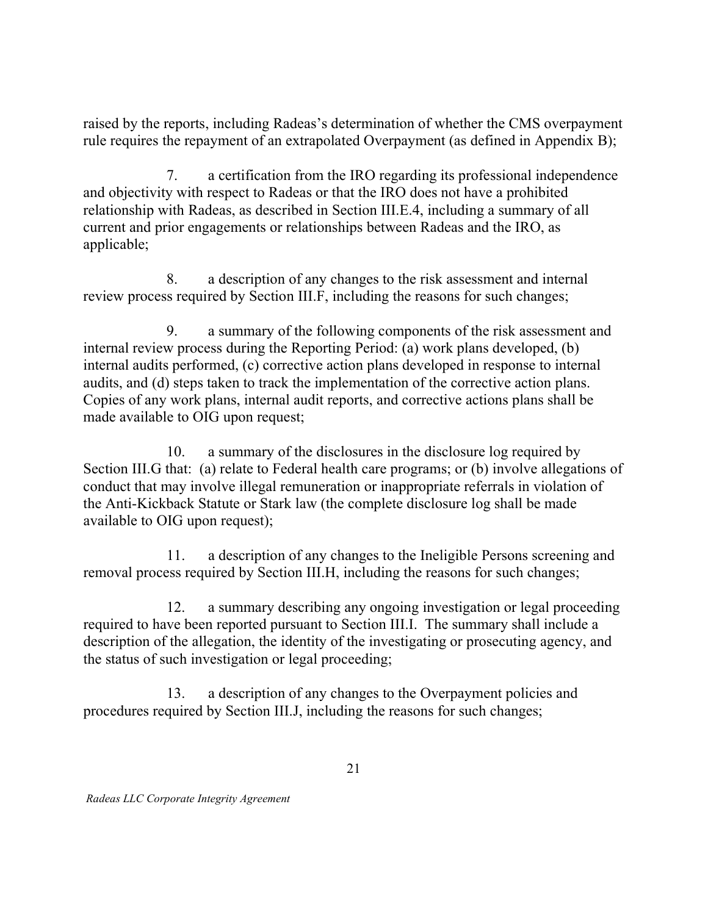raised by the reports, including Radeas's determination of whether the CMS overpayment rule requires the repayment of an extrapolated Overpayment (as defined in Appendix B);

7. a certification from the IRO regarding its professional independence and objectivity with respect to Radeas or that the IRO does not have a prohibited relationship with Radeas, as described in Section III.E.4, including a summary of all current and prior engagements or relationships between Radeas and the IRO, as applicable;

8. a description of any changes to the risk assessment and internal review process required by Section III.F, including the reasons for such changes;

9. a summary of the following components of the risk assessment and internal review process during the Reporting Period: (a) work plans developed, (b) internal audits performed, (c) corrective action plans developed in response to internal audits, and (d) steps taken to track the implementation of the corrective action plans. Copies of any work plans, internal audit reports, and corrective actions plans shall be made available to OIG upon request;

10. a summary of the disclosures in the disclosure log required by Section III.G that: (a) relate to Federal health care programs; or (b) involve allegations of conduct that may involve illegal remuneration or inappropriate referrals in violation of the Anti-Kickback Statute or Stark law (the complete disclosure log shall be made available to OIG upon request);

11. a description of any changes to the Ineligible Persons screening and removal process required by Section III.H, including the reasons for such changes;

12. a summary describing any ongoing investigation or legal proceeding required to have been reported pursuant to Section III.I. The summary shall include a description of the allegation, the identity of the investigating or prosecuting agency, and the status of such investigation or legal proceeding;

13. a description of any changes to the Overpayment policies and procedures required by Section III.J, including the reasons for such changes;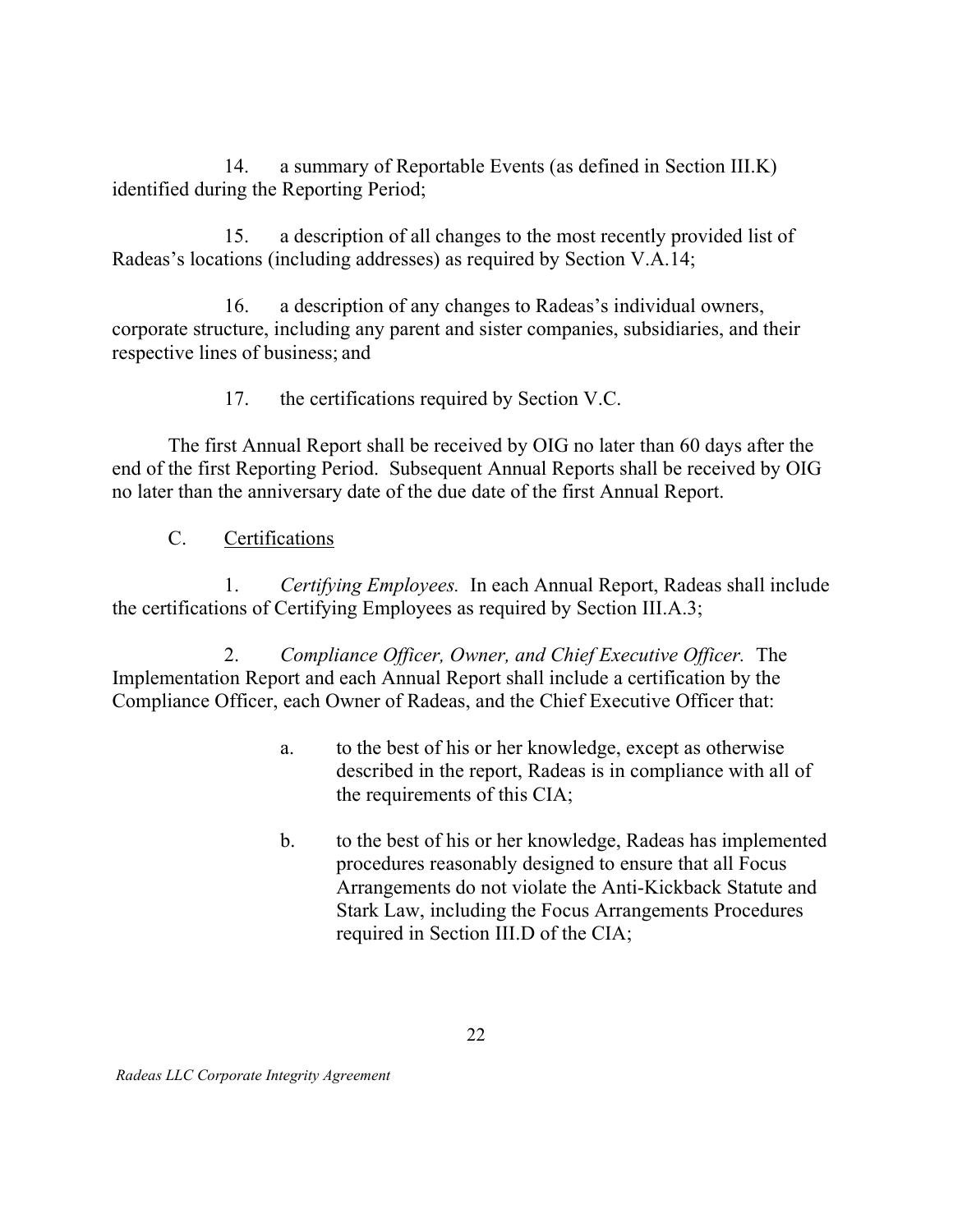14. a summary of Reportable Events (as defined in Section III.K) identified during the Reporting Period;

15. a description of all changes to the most recently provided list of Radeas's locations (including addresses) as required by Section V.A.14;

16. a description of any changes to Radeas's individual owners, corporate structure, including any parent and sister companies, subsidiaries, and their respective lines of business; and

17. the certifications required by Section V.C.

The first Annual Report shall be received by OIG no later than 60 days after the end of the first Reporting Period. Subsequent Annual Reports shall be received by OIG no later than the anniversary date of the due date of the first Annual Report.

C. Certifications

1. *Certifying Employees.* In each Annual Report, Radeas shall include the certifications of Certifying Employees as required by Section III.A.3;

2. *Compliance Officer, Owner, and Chief Executive Officer.* The Implementation Report and each Annual Report shall include a certification by the Compliance Officer, each Owner of Radeas, and the Chief Executive Officer that:

a. to the best of his or her knowledge, except as otherwise described in the report, Radeas is in compliance with all of the requirements of this CIA;

b. to the best of his or her knowledge, Radeas has implemented procedures reasonably designed to ensure that all Focus Arrangements do not violate the Anti-Kickback Statute and Stark Law, including the Focus Arrangements Procedures required in Section III.D of the CIA;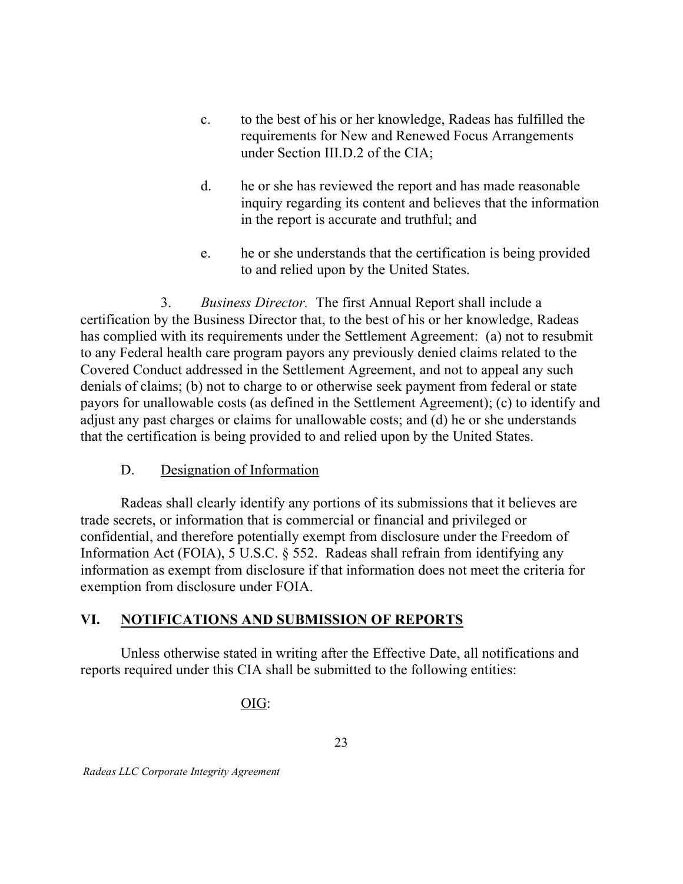c. to the best of his or her knowledge, Radeas has fulfilled the requirements for New and Renewed Focus Arrangements under Section III.D.2 of the CIA;

d. he or she has reviewed the report and has made reasonable inquiry regarding its content and believes that the information in the report is accurate and truthful; and

e. he or she understands that the certification is being provided to and relied upon by the United States.

3. *Business Director.* The first Annual Report shall include a certification by the Business Director that, to the best of his or her knowledge, Radeas has complied with its requirements under the Settlement Agreement: (a) not to resubmit to any Federal health care program payors any previously denied claims related to the Covered Conduct addressed in the Settlement Agreement, and not to appeal any such denials of claims; (b) not to charge to or otherwise seek payment from federal or state payors for unallowable costs (as defined in the Settlement Agreement); (c) to identify and adjust any past charges or claims for unallowable costs; and (d) he or she understands that the certification is being provided to and relied upon by the United States.

D. Designation of Information

Radeas shall clearly identify any portions of its submissions that it believes are trade secrets, or information that is commercial or financial and privileged or confidential, and therefore potentially exempt from disclosure under the Freedom of Information Act (FOIA), 5 U.S.C. § 552. Radeas shall refrain from identifying any information as exempt from disclosure if that information does not meet the criteria for exemption from disclosure under FOIA.

## VI. NOTIFICATIONS AND SUBMISSION OF REPORTS

Unless otherwise stated in writing after the Effective Date, all notifications and reports required under this CIA shall be submitted to the following entities:

OIG: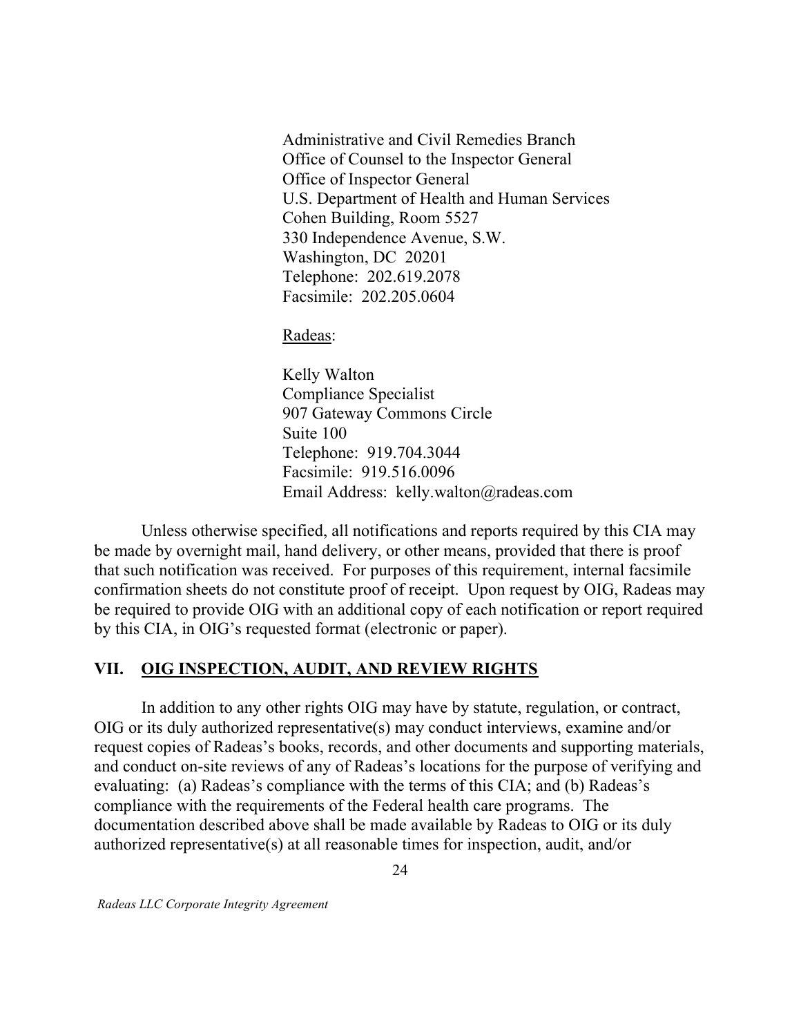Administrative and Civil Remedies Branch
Office of Counsel to the Inspector General
Office of Inspector General
U.S. Department of Health and Human Services
Cohen Building, Room 5527
330 Independence Avenue, S.W.
Washington, DC 20201
Telephone: 202.619.2078
Facsimile: 202.205.0604

Radeas:

Kelly Walton
Compliance Specialist
907 Gateway Commons Circle
Suite 100
Telephone: 919.704.3044
Facsimile: 919.516.0096
Email Address: kelly.walton@radeas.com

Unless otherwise specified, all notifications and reports required by this CIA may be made by overnight mail, hand delivery, or other means, provided that there is proof that such notification was received. For purposes of this requirement, internal facsimile confirmation sheets do not constitute proof of receipt. Upon request by OIG, Radeas may be required to provide OIG with an additional copy of each notification or report required by this CIA, in OIG's requested format (electronic or paper).

## VII. OIG INSPECTION, AUDIT, AND REVIEW RIGHTS

In addition to any other rights OIG may have by statute, regulation, or contract, OIG or its duly authorized representative(s) may conduct interviews, examine and/or request copies of Radeas's books, records, and other documents and supporting materials, and conduct on-site reviews of any of Radeas's locations for the purpose of verifying and evaluating: (a) Radeas's compliance with the terms of this CIA; and (b) Radeas's compliance with the requirements of the Federal health care programs. The documentation described above shall be made available by Radeas to OIG or its duly authorized representative(s) at all reasonable times for inspection, audit, and/or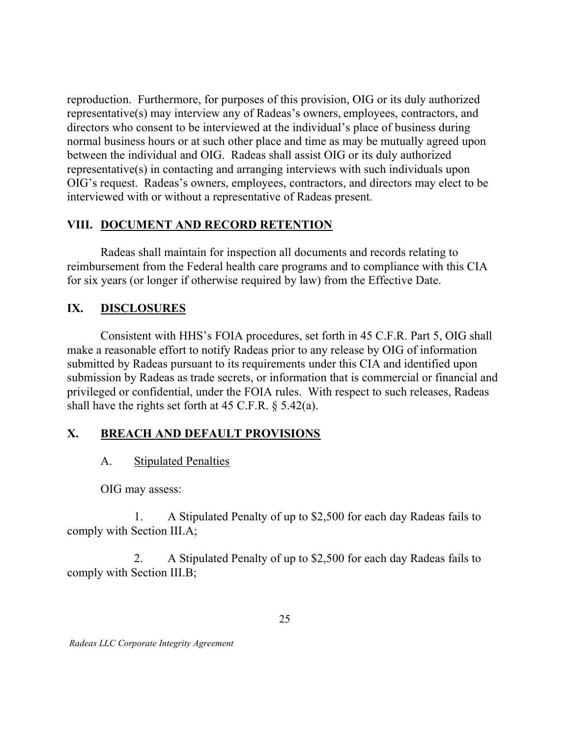reproduction. Furthermore, for purposes of this provision, OIG or its duly authorized representative(s) may interview any of Radeas's owners, employees, contractors, and directors who consent to be interviewed at the individual's place of business during normal business hours or at such other place and time as may be mutually agreed upon between the individual and OIG. Radeas shall assist OIG or its duly authorized representative(s) in contacting and arranging interviews with such individuals upon OIG's request. Radeas's owners, employees, contractors, and directors may elect to be interviewed with or without a representative of Radeas present.

## VIII. <u>DOCUMENT AND RECORD RETENTION</u>

Radeas shall maintain for inspection all documents and records relating to reimbursement from the Federal health care programs and to compliance with this CIA for six years (or longer if otherwise required by law) from the Effective Date.

## IX. <u>DISCLOSURES</u>

Consistent with HHS's FOIA procedures, set forth in 45 C.F.R. Part 5, OIG shall make a reasonable effort to notify Radeas prior to any release by OIG of information submitted by Radeas pursuant to its requirements under this CIA and identified upon submission by Radeas as trade secrets, or information that is commercial or financial and privileged or confidential, under the FOIA rules. With respect to such releases, Radeas shall have the rights set forth at 45 C.F.R. § 5.42(a).

## X. <u>BREACH AND DEFAULT PROVISIONS</u>

### A. <u>Stipulated Penalties</u>

OIG may assess:

1. A Stipulated Penalty of up to $2,500 for each day Radeas fails to comply with Section III.A;

2. A Stipulated Penalty of up to $2,500 for each day Radeas fails to comply with Section III.B;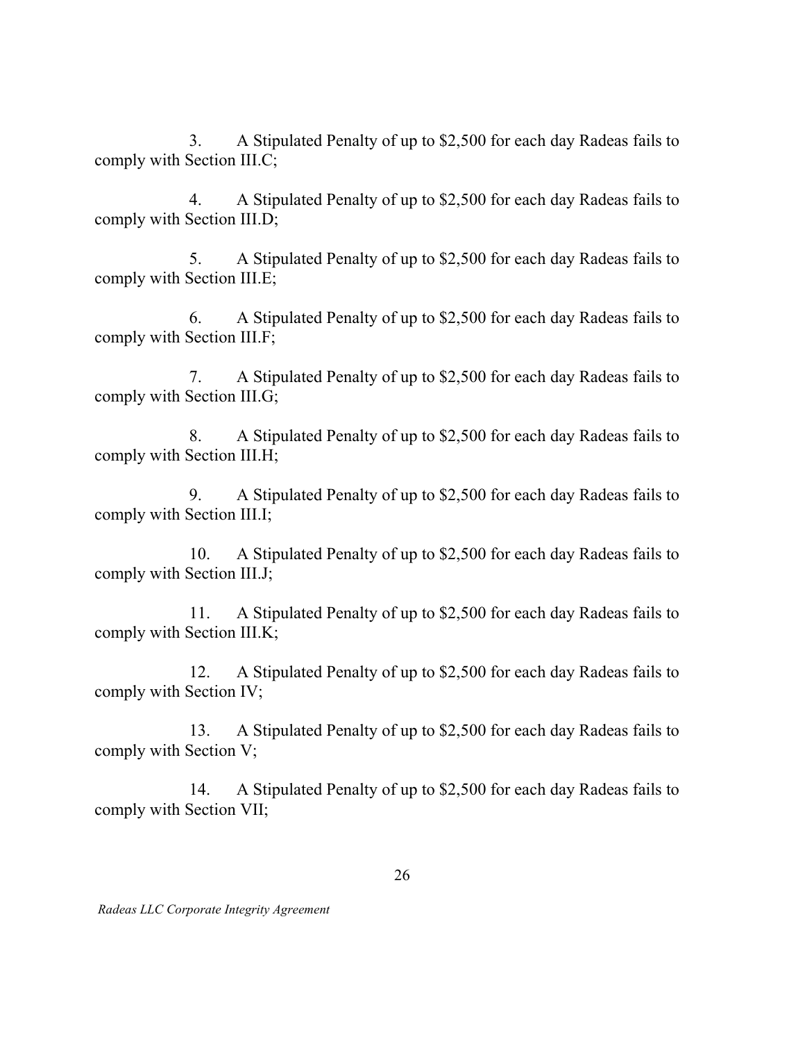3. A Stipulated Penalty of up to $2,500 for each day Radeas fails to comply with Section III.C;

4. A Stipulated Penalty of up to $2,500 for each day Radeas fails to comply with Section III.D;

5. A Stipulated Penalty of up to $2,500 for each day Radeas fails to comply with Section III.E;

6. A Stipulated Penalty of up to $2,500 for each day Radeas fails to comply with Section III.F;

7. A Stipulated Penalty of up to $2,500 for each day Radeas fails to comply with Section III.G;

8. A Stipulated Penalty of up to $2,500 for each day Radeas fails to comply with Section III.H;

9. A Stipulated Penalty of up to $2,500 for each day Radeas fails to comply with Section III.I;

10. A Stipulated Penalty of up to $2,500 for each day Radeas fails to comply with Section III.J;

11. A Stipulated Penalty of up to $2,500 for each day Radeas fails to comply with Section III.K;

12. A Stipulated Penalty of up to $2,500 for each day Radeas fails to comply with Section IV;

13. A Stipulated Penalty of up to $2,500 for each day Radeas fails to comply with Section V;

14. A Stipulated Penalty of up to $2,500 for each day Radeas fails to comply with Section VII;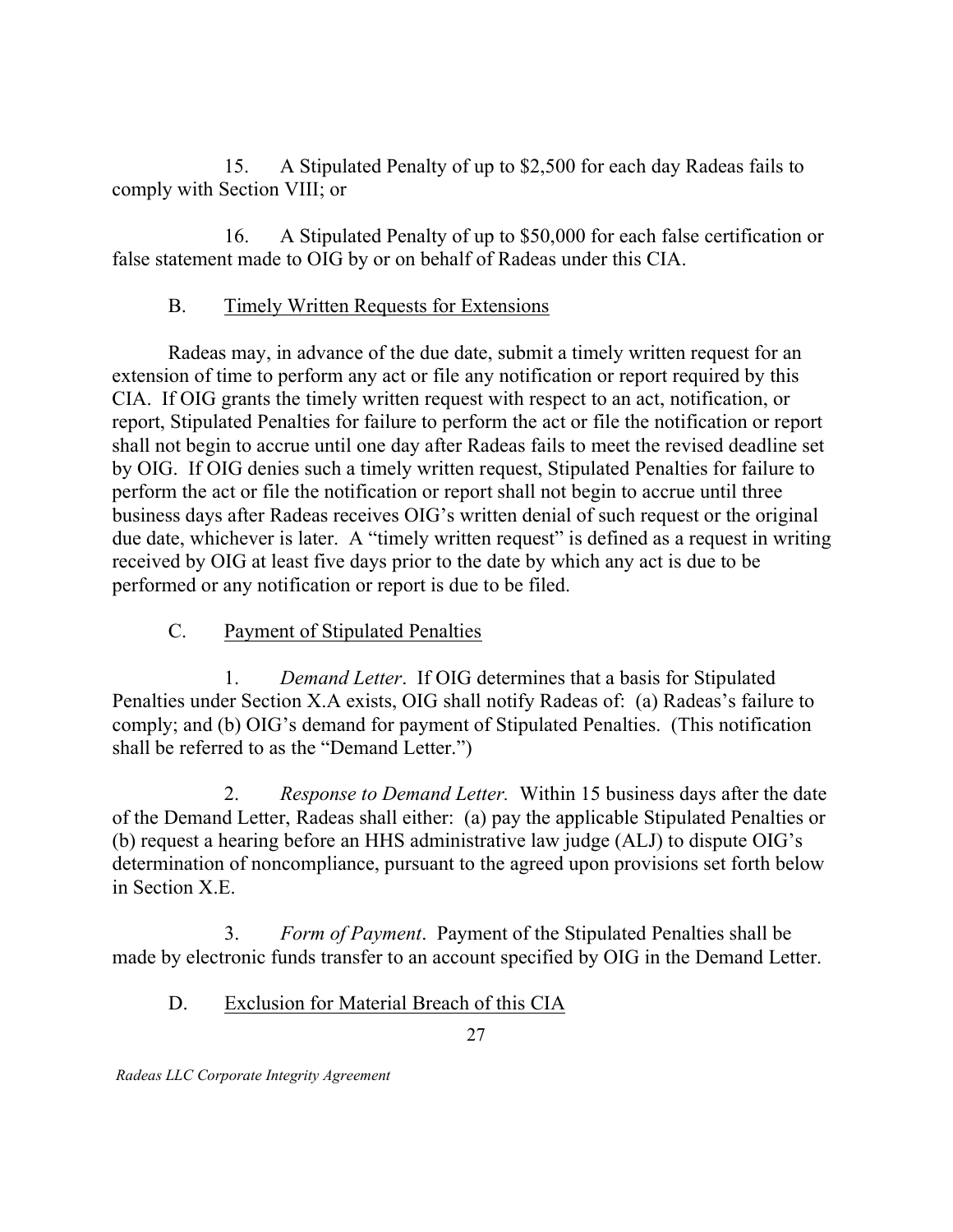15. A Stipulated Penalty of up to $2,500 for each day Radeas fails to comply with Section VIII; or

16. A Stipulated Penalty of up to $50,000 for each false certification or false statement made to OIG by or on behalf of Radeas under this CIA.

### B. Timely Written Requests for Extensions

Radeas may, in advance of the due date, submit a timely written request for an extension of time to perform any act or file any notification or report required by this CIA. If OIG grants the timely written request with respect to an act, notification, or report, Stipulated Penalties for failure to perform the act or file the notification or report shall not begin to accrue until one day after Radeas fails to meet the revised deadline set by OIG. If OIG denies such a timely written request, Stipulated Penalties for failure to perform the act or file the notification or report shall not begin to accrue until three business days after Radeas receives OIG's written denial of such request or the original due date, whichever is later. A "timely written request" is defined as a request in writing received by OIG at least five days prior to the date by which any act is due to be performed or any notification or report is due to be filed.

### C. Payment of Stipulated Penalties

1. *Demand Letter*. If OIG determines that a basis for Stipulated Penalties under Section X.A exists, OIG shall notify Radeas of: (a) Radeas's failure to comply; and (b) OIG's demand for payment of Stipulated Penalties. (This notification shall be referred to as the "Demand Letter.")

2. *Response to Demand Letter.* Within 15 business days after the date of the Demand Letter, Radeas shall either: (a) pay the applicable Stipulated Penalties or (b) request a hearing before an HHS administrative law judge (ALJ) to dispute OIG's determination of noncompliance, pursuant to the agreed upon provisions set forth below in Section X.E.

3. *Form of Payment*. Payment of the Stipulated Penalties shall be made by electronic funds transfer to an account specified by OIG in the Demand Letter.

### D. Exclusion for Material Breach of this CIA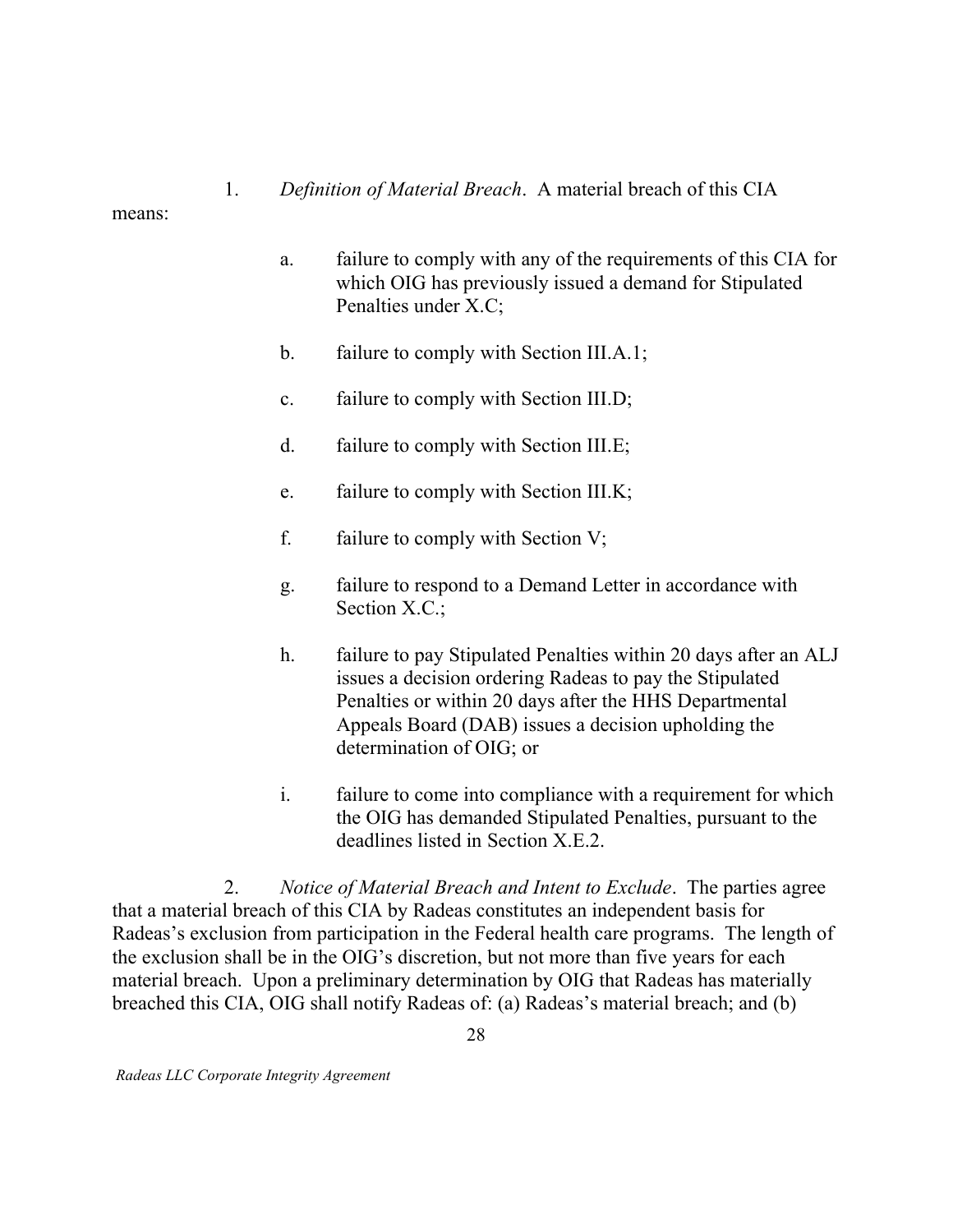1. *Definition of Material Breach*. A material breach of this CIA means:

   a. failure to comply with any of the requirements of this CIA for which OIG has previously issued a demand for Stipulated Penalties under X.C;

   b. failure to comply with Section III.A.1;

   c. failure to comply with Section III.D;

   d. failure to comply with Section III.E;

   e. failure to comply with Section III.K;

   f. failure to comply with Section V;

   g. failure to respond to a Demand Letter in accordance with Section X.C.;

   h. failure to pay Stipulated Penalties within 20 days after an ALJ issues a decision ordering Radeas to pay the Stipulated Penalties or within 20 days after the HHS Departmental Appeals Board (DAB) issues a decision upholding the determination of OIG; or

   i. failure to come into compliance with a requirement for which the OIG has demanded Stipulated Penalties, pursuant to the deadlines listed in Section X.E.2.

2. *Notice of Material Breach and Intent to Exclude*. The parties agree that a material breach of this CIA by Radeas constitutes an independent basis for Radeas's exclusion from participation in the Federal health care programs. The length of the exclusion shall be in the OIG's discretion, but not more than five years for each material breach. Upon a preliminary determination by OIG that Radeas has materially breached this CIA, OIG shall notify Radeas of: (a) Radeas's material breach; and (b)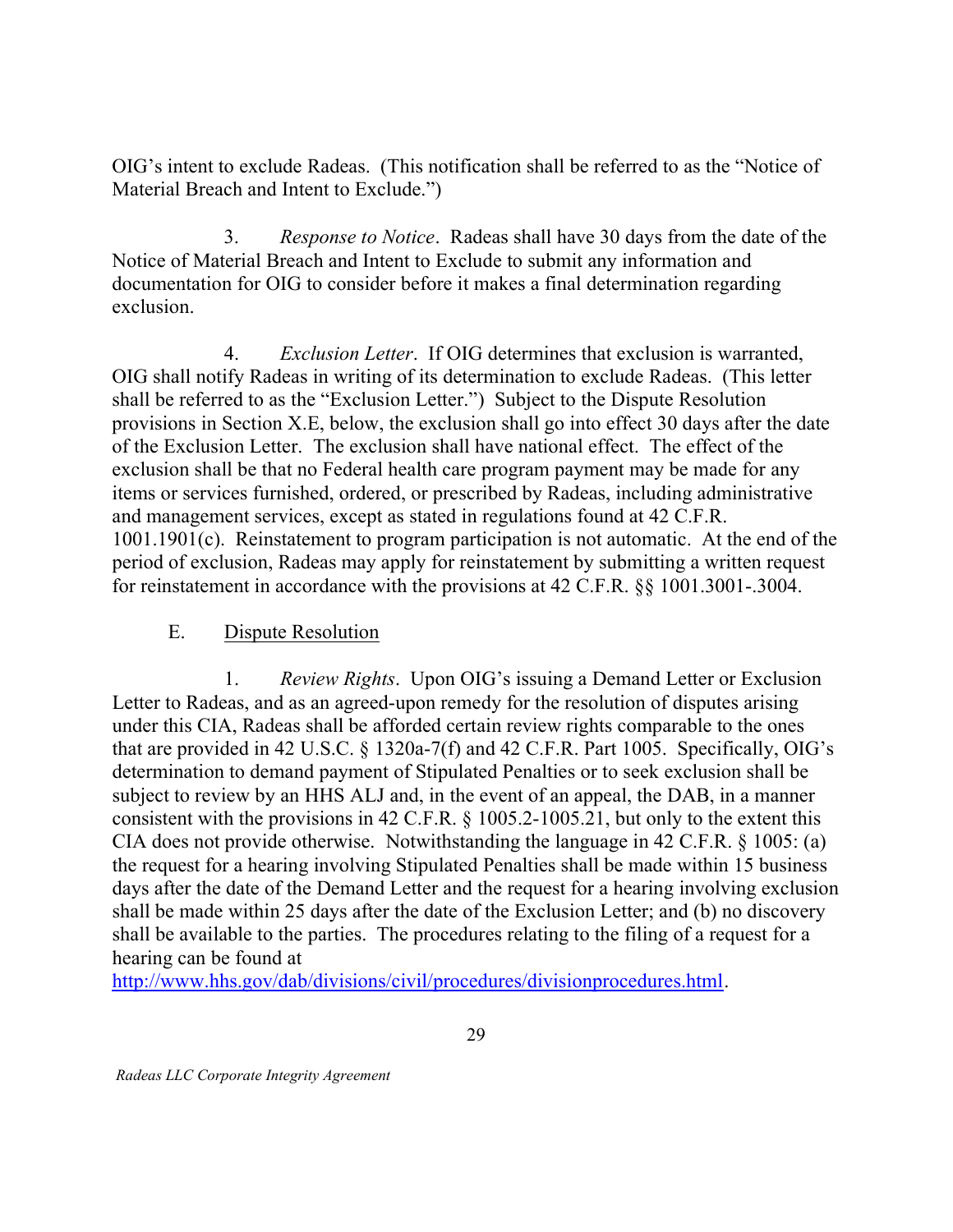OIG's intent to exclude Radeas. (This notification shall be referred to as the "Notice of Material Breach and Intent to Exclude.")

3. *Response to Notice*. Radeas shall have 30 days from the date of the Notice of Material Breach and Intent to Exclude to submit any information and documentation for OIG to consider before it makes a final determination regarding exclusion.

4. *Exclusion Letter*. If OIG determines that exclusion is warranted, OIG shall notify Radeas in writing of its determination to exclude Radeas. (This letter shall be referred to as the "Exclusion Letter.") Subject to the Dispute Resolution provisions in Section X.E, below, the exclusion shall go into effect 30 days after the date of the Exclusion Letter. The exclusion shall have national effect. The effect of the exclusion shall be that no Federal health care program payment may be made for any items or services furnished, ordered, or prescribed by Radeas, including administrative and management services, except as stated in regulations found at 42 C.F.R. 1001.1901(c). Reinstatement to program participation is not automatic. At the end of the period of exclusion, Radeas may apply for reinstatement by submitting a written request for reinstatement in accordance with the provisions at 42 C.F.R. §§ 1001.3001-.3004.

E. Dispute Resolution

1. *Review Rights*. Upon OIG's issuing a Demand Letter or Exclusion Letter to Radeas, and as an agreed-upon remedy for the resolution of disputes arising under this CIA, Radeas shall be afforded certain review rights comparable to the ones that are provided in 42 U.S.C. § 1320a-7(f) and 42 C.F.R. Part 1005. Specifically, OIG's determination to demand payment of Stipulated Penalties or to seek exclusion shall be subject to review by an HHS ALJ and, in the event of an appeal, the DAB, in a manner consistent with the provisions in 42 C.F.R. § 1005.2-1005.21, but only to the extent this CIA does not provide otherwise. Notwithstanding the language in 42 C.F.R. § 1005: (a) the request for a hearing involving Stipulated Penalties shall be made within 15 business days after the date of the Demand Letter and the request for a hearing involving exclusion shall be made within 25 days after the date of the Exclusion Letter; and (b) no discovery shall be available to the parties. The procedures relating to the filing of a request for a hearing can be found at http://www.hhs.gov/dab/divisions/civil/procedures/divisionprocedures.html.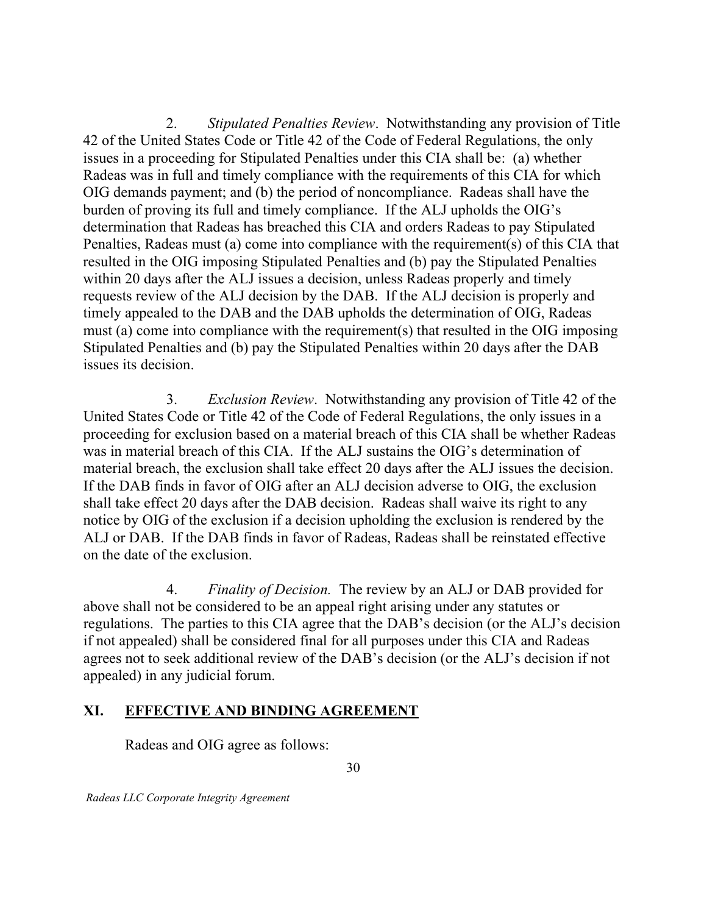2. *Stipulated Penalties Review*. Notwithstanding any provision of Title 42 of the United States Code or Title 42 of the Code of Federal Regulations, the only issues in a proceeding for Stipulated Penalties under this CIA shall be: (a) whether Radeas was in full and timely compliance with the requirements of this CIA for which OIG demands payment; and (b) the period of noncompliance. Radeas shall have the burden of proving its full and timely compliance. If the ALJ upholds the OIG's determination that Radeas has breached this CIA and orders Radeas to pay Stipulated Penalties, Radeas must (a) come into compliance with the requirement(s) of this CIA that resulted in the OIG imposing Stipulated Penalties and (b) pay the Stipulated Penalties within 20 days after the ALJ issues a decision, unless Radeas properly and timely requests review of the ALJ decision by the DAB. If the ALJ decision is properly and timely appealed to the DAB and the DAB upholds the determination of OIG, Radeas must (a) come into compliance with the requirement(s) that resulted in the OIG imposing Stipulated Penalties and (b) pay the Stipulated Penalties within 20 days after the DAB issues its decision.

3. *Exclusion Review*. Notwithstanding any provision of Title 42 of the United States Code or Title 42 of the Code of Federal Regulations, the only issues in a proceeding for exclusion based on a material breach of this CIA shall be whether Radeas was in material breach of this CIA. If the ALJ sustains the OIG's determination of material breach, the exclusion shall take effect 20 days after the ALJ issues the decision. If the DAB finds in favor of OIG after an ALJ decision adverse to OIG, the exclusion shall take effect 20 days after the DAB decision. Radeas shall waive its right to any notice by OIG of the exclusion if a decision upholding the exclusion is rendered by the ALJ or DAB. If the DAB finds in favor of Radeas, Radeas shall be reinstated effective on the date of the exclusion.

4. *Finality of Decision.* The review by an ALJ or DAB provided for above shall not be considered to be an appeal right arising under any statutes or regulations. The parties to this CIA agree that the DAB's decision (or the ALJ's decision if not appealed) shall be considered final for all purposes under this CIA and Radeas agrees not to seek additional review of the DAB's decision (or the ALJ's decision if not appealed) in any judicial forum.

## XI. EFFECTIVE AND BINDING AGREEMENT

Radeas and OIG agree as follows: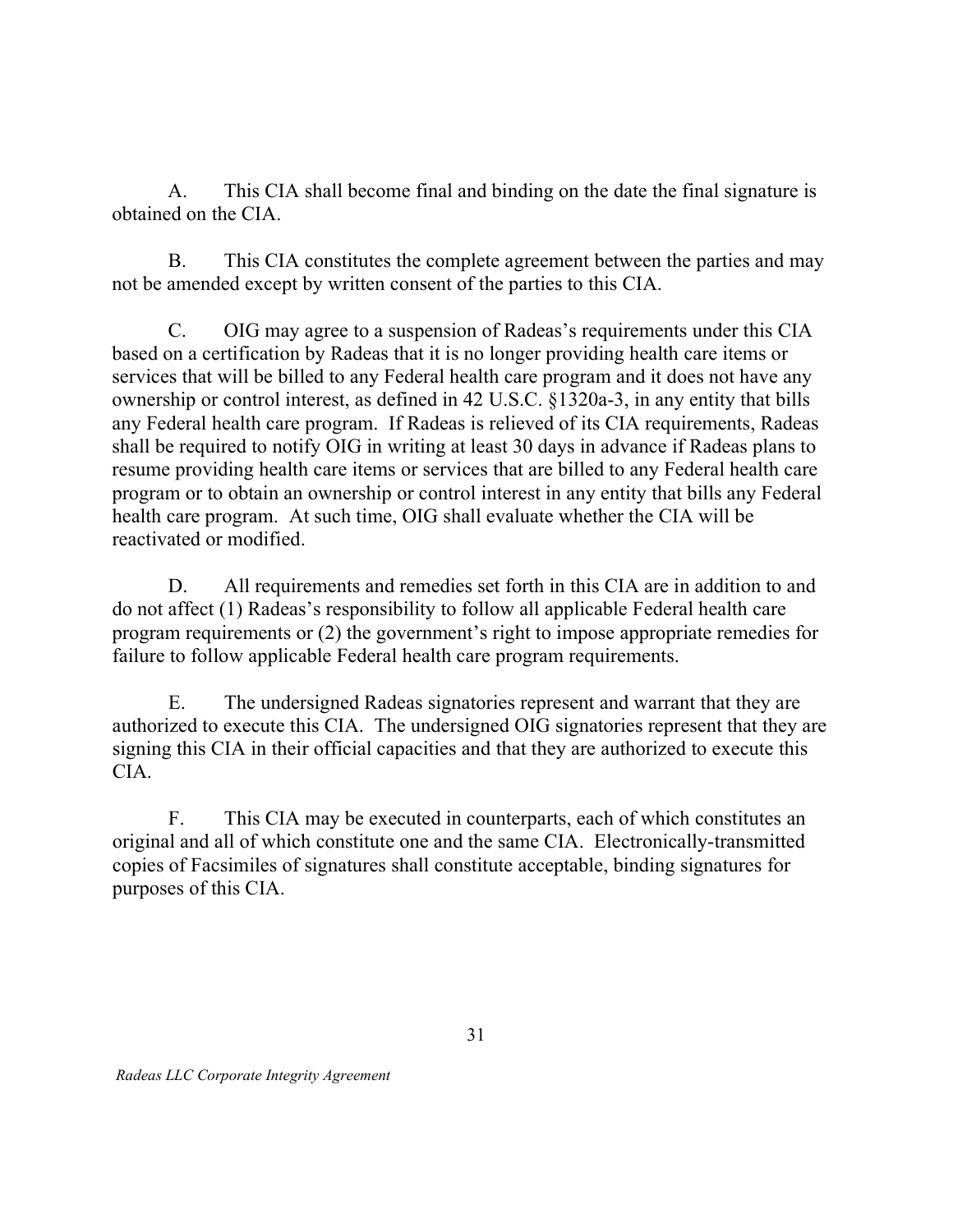A. This CIA shall become final and binding on the date the final signature is obtained on the CIA.

B. This CIA constitutes the complete agreement between the parties and may not be amended except by written consent of the parties to this CIA.

C. OIG may agree to a suspension of Radeas's requirements under this CIA based on a certification by Radeas that it is no longer providing health care items or services that will be billed to any Federal health care program and it does not have any ownership or control interest, as defined in 42 U.S.C. §1320a-3, in any entity that bills any Federal health care program. If Radeas is relieved of its CIA requirements, Radeas shall be required to notify OIG in writing at least 30 days in advance if Radeas plans to resume providing health care items or services that are billed to any Federal health care program or to obtain an ownership or control interest in any entity that bills any Federal health care program. At such time, OIG shall evaluate whether the CIA will be reactivated or modified.

D. All requirements and remedies set forth in this CIA are in addition to and do not affect (1) Radeas's responsibility to follow all applicable Federal health care program requirements or (2) the government's right to impose appropriate remedies for failure to follow applicable Federal health care program requirements.

E. The undersigned Radeas signatories represent and warrant that they are authorized to execute this CIA. The undersigned OIG signatories represent that they are signing this CIA in their official capacities and that they are authorized to execute this CIA.

F. This CIA may be executed in counterparts, each of which constitutes an original and all of which constitute one and the same CIA. Electronically-transmitted copies of Facsimiles of signatures shall constitute acceptable, binding signatures for purposes of this CIA.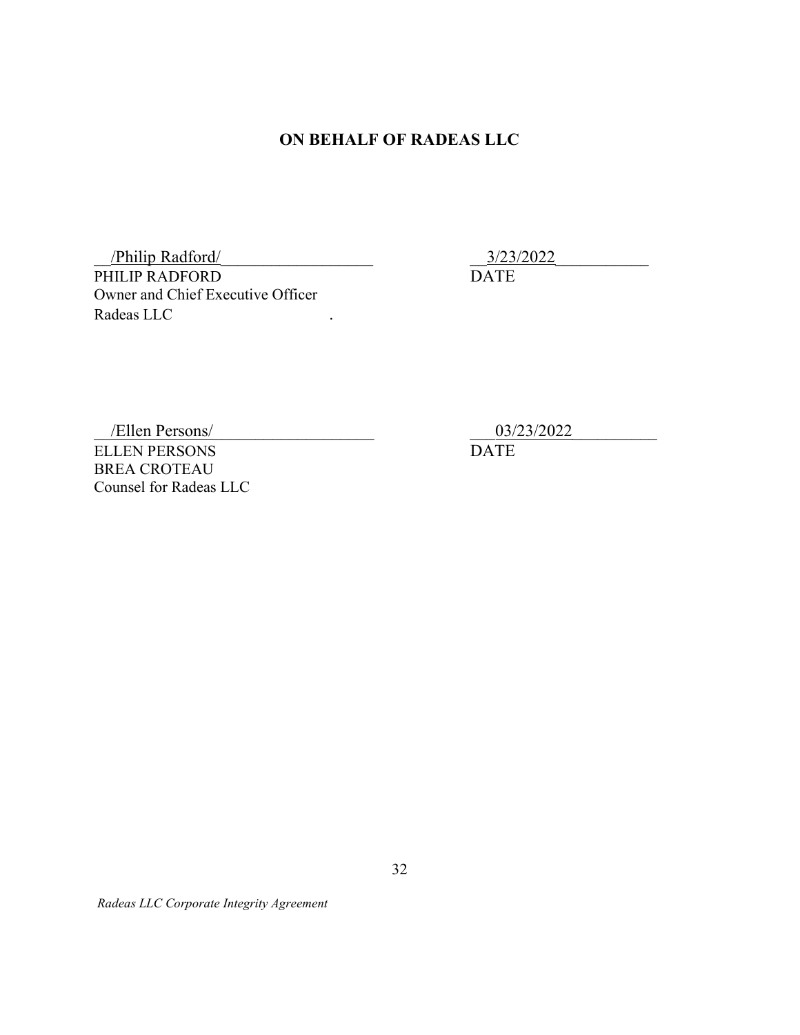## ON BEHALF OF RADEAS LLC

/Philip Radford/ | 3/23/2022
PHILIP RADFORD | DATE
Owner and Chief Executive Officer
Radeas LLC

/Ellen Persons/ | 03/23/2022
ELLEN PERSONS | DATE
BREA CROTEAU
Counsel for Radeas LLC

*Radeas LLC Corporate Integrity Agreement*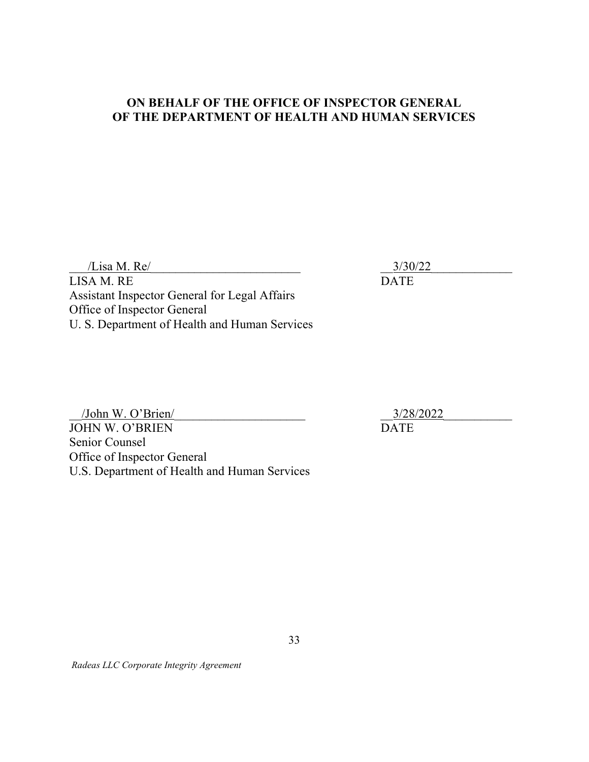**ON BEHALF OF THE OFFICE OF INSPECTOR GENERAL
OF THE DEPARTMENT OF HEALTH AND HUMAN SERVICES**

/Lisa M. Re/ 3/30/22
LISA M. RE DATE
Assistant Inspector General for Legal Affairs
Office of Inspector General
U. S. Department of Health and Human Services

/John W. O'Brien/ 3/28/2022
JOHN W. O'BRIEN DATE
Senior Counsel
Office of Inspector General
U.S. Department of Health and Human Services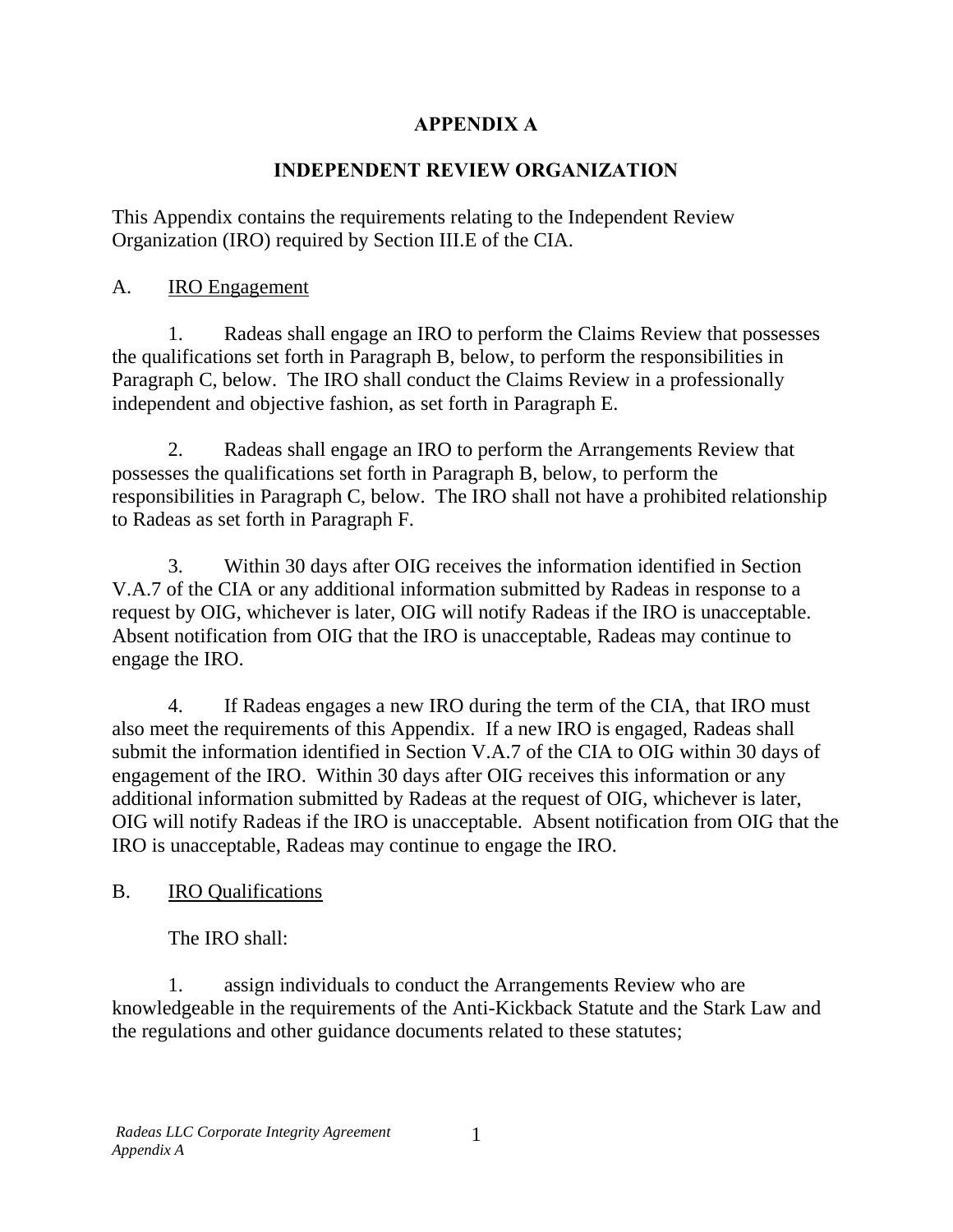# APPENDIX A

## INDEPENDENT REVIEW ORGANIZATION

This Appendix contains the requirements relating to the Independent Review Organization (IRO) required by Section III.E of the CIA.

A. IRO Engagement

1. Radeas shall engage an IRO to perform the Claims Review that possesses the qualifications set forth in Paragraph B, below, to perform the responsibilities in Paragraph C, below. The IRO shall conduct the Claims Review in a professionally independent and objective fashion, as set forth in Paragraph E.

2. Radeas shall engage an IRO to perform the Arrangements Review that possesses the qualifications set forth in Paragraph B, below, to perform the responsibilities in Paragraph C, below. The IRO shall not have a prohibited relationship to Radeas as set forth in Paragraph F.

3. Within 30 days after OIG receives the information identified in Section V.A.7 of the CIA or any additional information submitted by Radeas in response to a request by OIG, whichever is later, OIG will notify Radeas if the IRO is unacceptable. Absent notification from OIG that the IRO is unacceptable, Radeas may continue to engage the IRO.

4. If Radeas engages a new IRO during the term of the CIA, that IRO must also meet the requirements of this Appendix. If a new IRO is engaged, Radeas shall submit the information identified in Section V.A.7 of the CIA to OIG within 30 days of engagement of the IRO. Within 30 days after OIG receives this information or any additional information submitted by Radeas at the request of OIG, whichever is later, OIG will notify Radeas if the IRO is unacceptable. Absent notification from OIG that the IRO is unacceptable, Radeas may continue to engage the IRO.

B. IRO Qualifications

The IRO shall:

1. assign individuals to conduct the Arrangements Review who are knowledgeable in the requirements of the Anti-Kickback Statute and the Stark Law and the regulations and other guidance documents related to these statutes;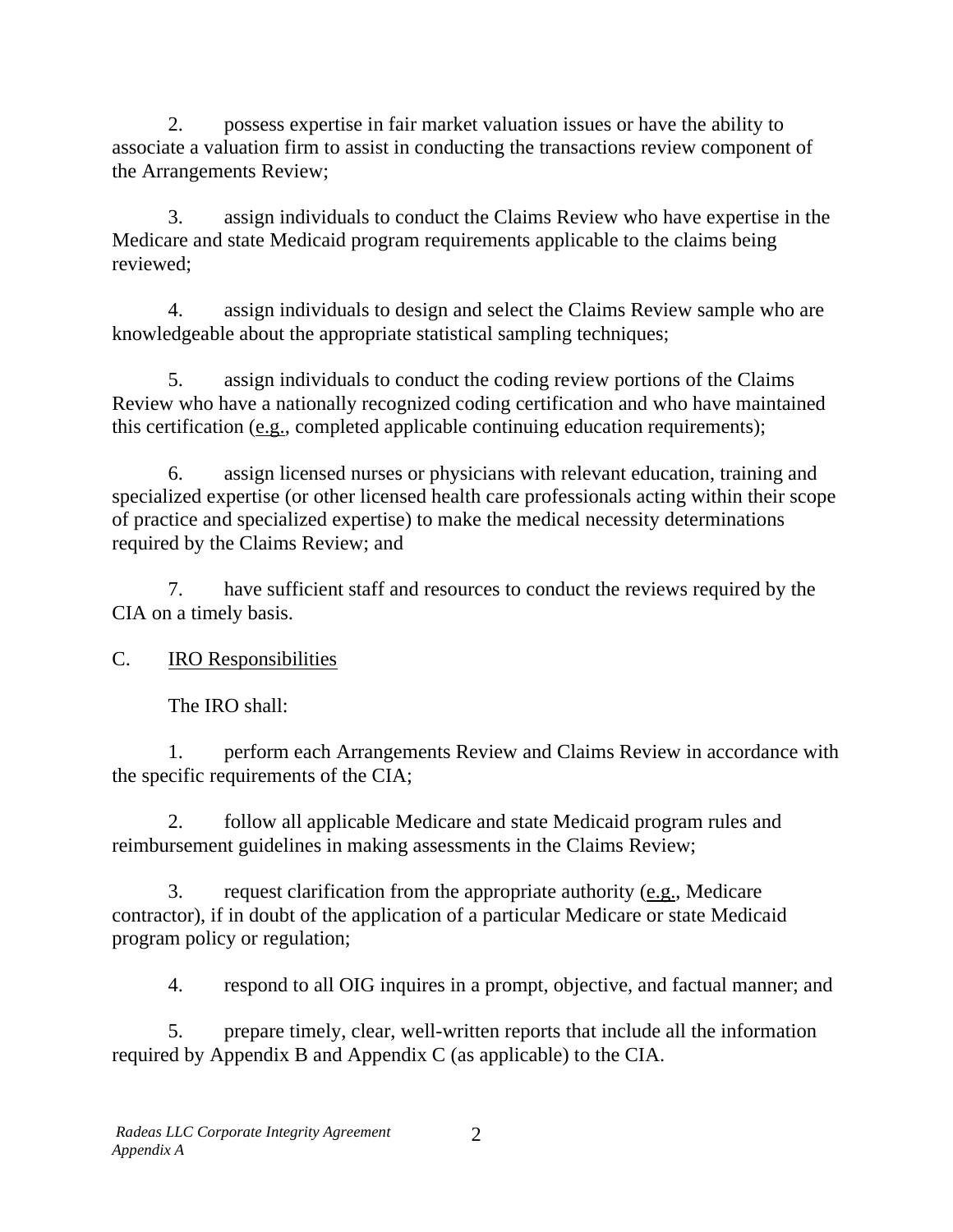2. possess expertise in fair market valuation issues or have the ability to associate a valuation firm to assist in conducting the transactions review component of the Arrangements Review;

3. assign individuals to conduct the Claims Review who have expertise in the Medicare and state Medicaid program requirements applicable to the claims being reviewed;

4. assign individuals to design and select the Claims Review sample who are knowledgeable about the appropriate statistical sampling techniques;

5. assign individuals to conduct the coding review portions of the Claims Review who have a nationally recognized coding certification and who have maintained this certification (e.g., completed applicable continuing education requirements);

6. assign licensed nurses or physicians with relevant education, training and specialized expertise (or other licensed health care professionals acting within their scope of practice and specialized expertise) to make the medical necessity determinations required by the Claims Review; and

7. have sufficient staff and resources to conduct the reviews required by the CIA on a timely basis.

C. IRO Responsibilities

The IRO shall:

1. perform each Arrangements Review and Claims Review in accordance with the specific requirements of the CIA;

2. follow all applicable Medicare and state Medicaid program rules and reimbursement guidelines in making assessments in the Claims Review;

3. request clarification from the appropriate authority (e.g., Medicare contractor), if in doubt of the application of a particular Medicare or state Medicaid program policy or regulation;

4. respond to all OIG inquires in a prompt, objective, and factual manner; and

5. prepare timely, clear, well-written reports that include all the information required by Appendix B and Appendix C (as applicable) to the CIA.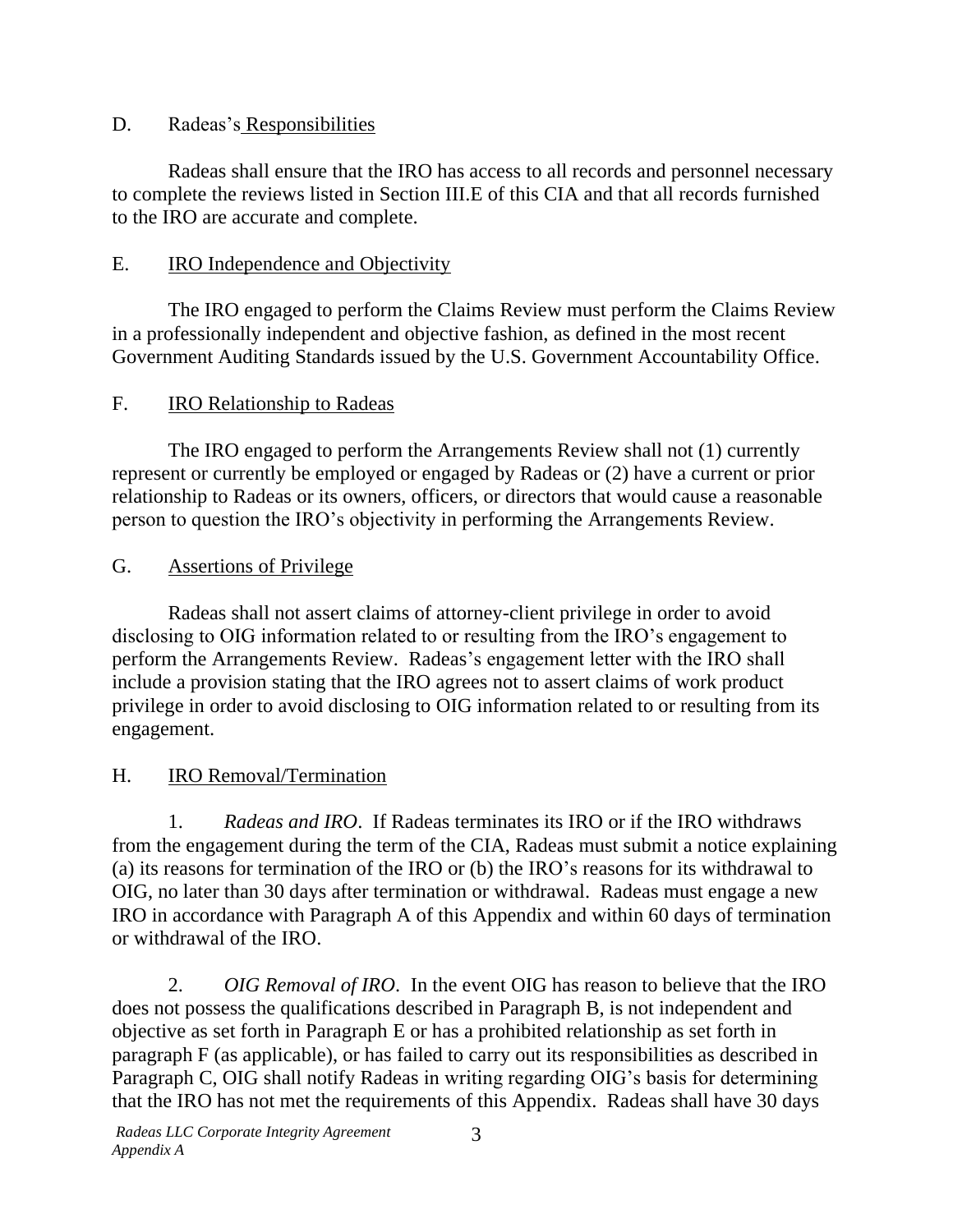D. Radeas's Responsibilities

Radeas shall ensure that the IRO has access to all records and personnel necessary to complete the reviews listed in Section III.E of this CIA and that all records furnished to the IRO are accurate and complete.

E. IRO Independence and Objectivity

The IRO engaged to perform the Claims Review must perform the Claims Review in a professionally independent and objective fashion, as defined in the most recent Government Auditing Standards issued by the U.S. Government Accountability Office.

F. IRO Relationship to Radeas

The IRO engaged to perform the Arrangements Review shall not (1) currently represent or currently be employed or engaged by Radeas or (2) have a current or prior relationship to Radeas or its owners, officers, or directors that would cause a reasonable person to question the IRO's objectivity in performing the Arrangements Review.

G. Assertions of Privilege

Radeas shall not assert claims of attorney-client privilege in order to avoid disclosing to OIG information related to or resulting from the IRO's engagement to perform the Arrangements Review. Radeas's engagement letter with the IRO shall include a provision stating that the IRO agrees not to assert claims of work product privilege in order to avoid disclosing to OIG information related to or resulting from its engagement.

H. IRO Removal/Termination

1. *Radeas and IRO*. If Radeas terminates its IRO or if the IRO withdraws from the engagement during the term of the CIA, Radeas must submit a notice explaining (a) its reasons for termination of the IRO or (b) the IRO's reasons for its withdrawal to OIG, no later than 30 days after termination or withdrawal. Radeas must engage a new IRO in accordance with Paragraph A of this Appendix and within 60 days of termination or withdrawal of the IRO.

2. *OIG Removal of IRO*. In the event OIG has reason to believe that the IRO does not possess the qualifications described in Paragraph B, is not independent and objective as set forth in Paragraph E or has a prohibited relationship as set forth in paragraph F (as applicable), or has failed to carry out its responsibilities as described in Paragraph C, OIG shall notify Radeas in writing regarding OIG's basis for determining that the IRO has not met the requirements of this Appendix. Radeas shall have 30 days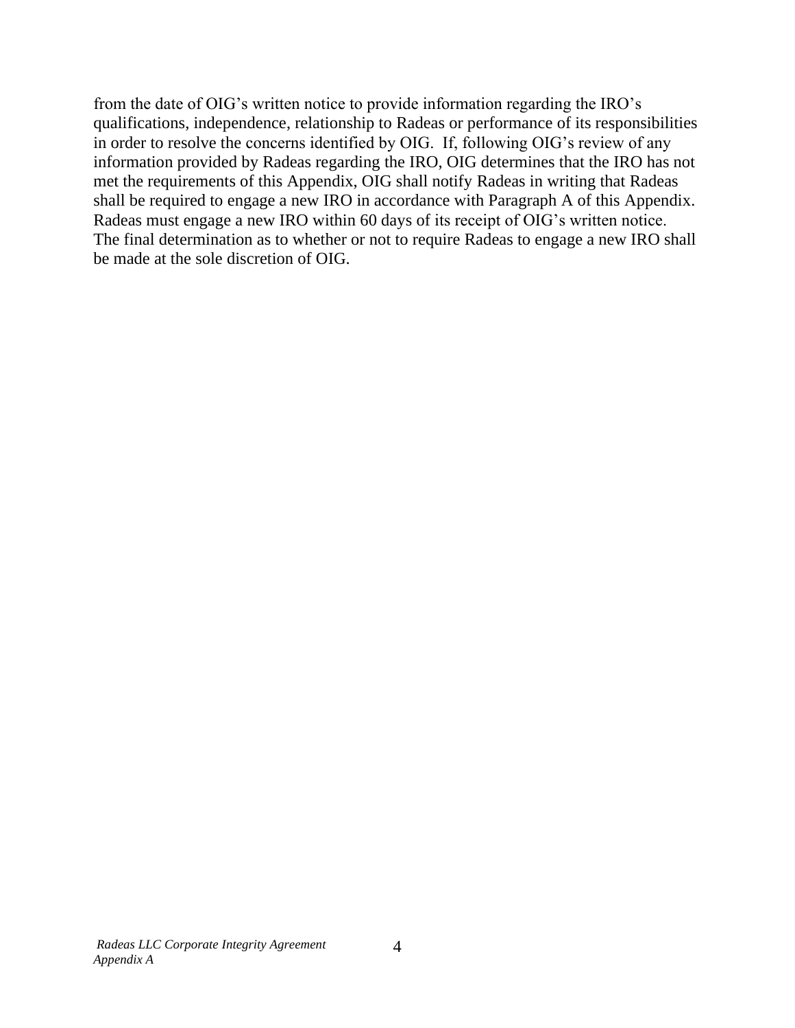from the date of OIG's written notice to provide information regarding the IRO's qualifications, independence, relationship to Radeas or performance of its responsibilities in order to resolve the concerns identified by OIG. If, following OIG's review of any information provided by Radeas regarding the IRO, OIG determines that the IRO has not met the requirements of this Appendix, OIG shall notify Radeas in writing that Radeas shall be required to engage a new IRO in accordance with Paragraph A of this Appendix. Radeas must engage a new IRO within 60 days of its receipt of OIG's written notice. The final determination as to whether or not to require Radeas to engage a new IRO shall be made at the sole discretion of OIG.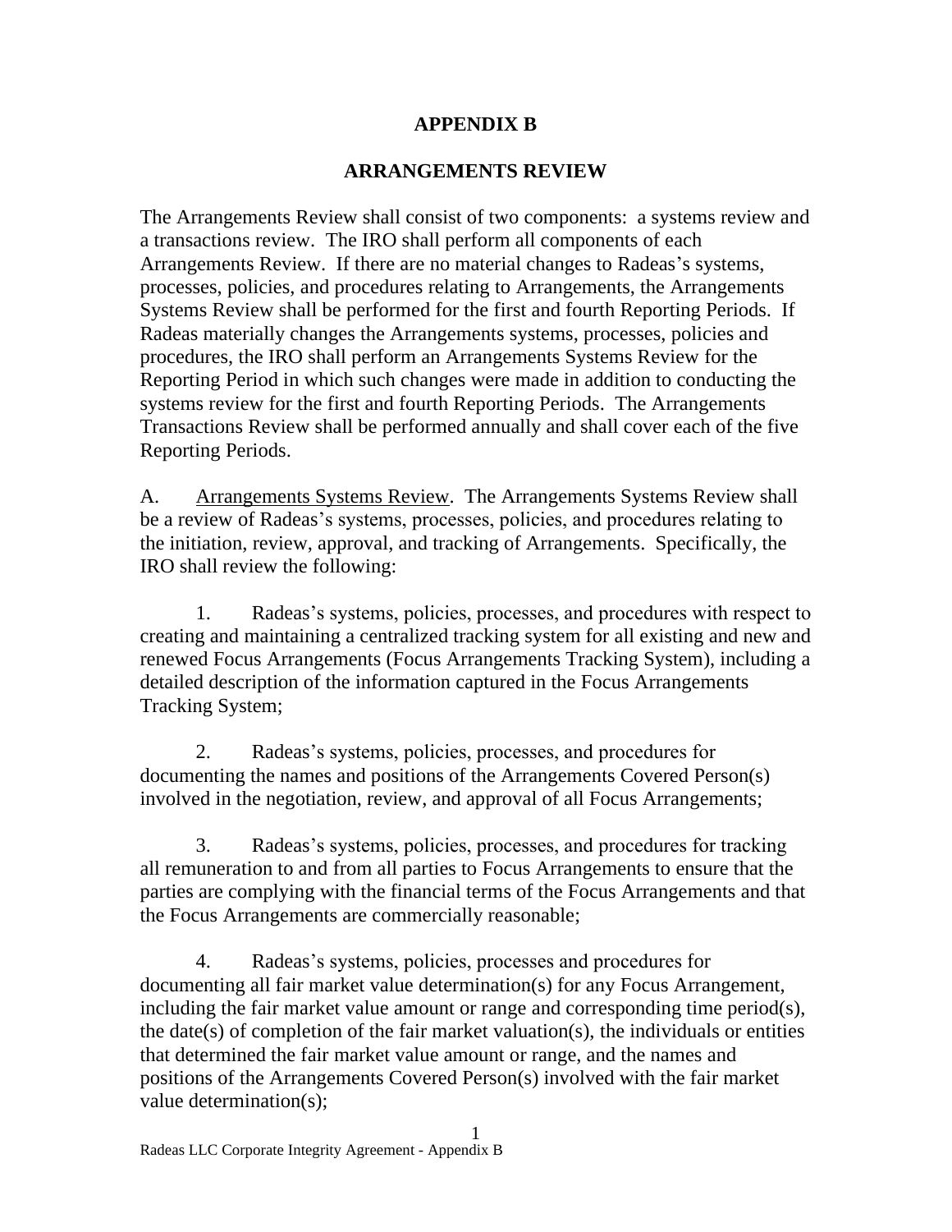# APPENDIX B

## ARRANGEMENTS REVIEW

The Arrangements Review shall consist of two components: a systems review and a transactions review. The IRO shall perform all components of each Arrangements Review. If there are no material changes to Radeas's systems, processes, policies, and procedures relating to Arrangements, the Arrangements Systems Review shall be performed for the first and fourth Reporting Periods. If Radeas materially changes the Arrangements systems, processes, policies and procedures, the IRO shall perform an Arrangements Systems Review for the Reporting Period in which such changes were made in addition to conducting the systems review for the first and fourth Reporting Periods. The Arrangements Transactions Review shall be performed annually and shall cover each of the five Reporting Periods.

A. <u>Arrangements Systems Review</u>. The Arrangements Systems Review shall be a review of Radeas's systems, processes, policies, and procedures relating to the initiation, review, approval, and tracking of Arrangements. Specifically, the IRO shall review the following:

1. Radeas's systems, policies, processes, and procedures with respect to creating and maintaining a centralized tracking system for all existing and new and renewed Focus Arrangements (Focus Arrangements Tracking System), including a detailed description of the information captured in the Focus Arrangements Tracking System;

2. Radeas's systems, policies, processes, and procedures for documenting the names and positions of the Arrangements Covered Person(s) involved in the negotiation, review, and approval of all Focus Arrangements;

3. Radeas's systems, policies, processes, and procedures for tracking all remuneration to and from all parties to Focus Arrangements to ensure that the parties are complying with the financial terms of the Focus Arrangements and that the Focus Arrangements are commercially reasonable;

4. Radeas's systems, policies, processes and procedures for documenting all fair market value determination(s) for any Focus Arrangement, including the fair market value amount or range and corresponding time period(s), the date(s) of completion of the fair market valuation(s), the individuals or entities that determined the fair market value amount or range, and the names and positions of the Arrangements Covered Person(s) involved with the fair market value determination(s);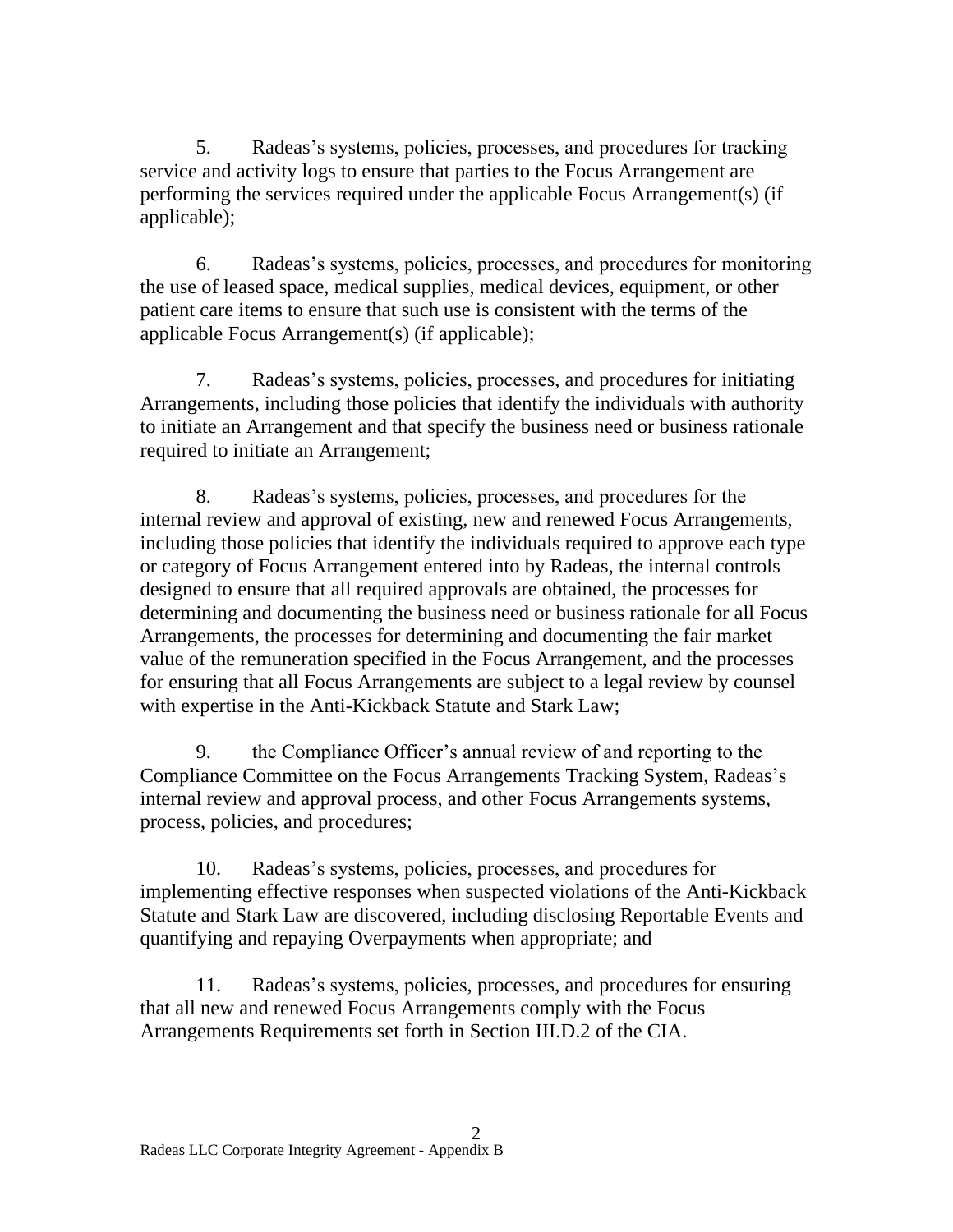5. Radeas's systems, policies, processes, and procedures for tracking service and activity logs to ensure that parties to the Focus Arrangement are performing the services required under the applicable Focus Arrangement(s) (if applicable);

6. Radeas's systems, policies, processes, and procedures for monitoring the use of leased space, medical supplies, medical devices, equipment, or other patient care items to ensure that such use is consistent with the terms of the applicable Focus Arrangement(s) (if applicable);

7. Radeas's systems, policies, processes, and procedures for initiating Arrangements, including those policies that identify the individuals with authority to initiate an Arrangement and that specify the business need or business rationale required to initiate an Arrangement;

8. Radeas's systems, policies, processes, and procedures for the internal review and approval of existing, new and renewed Focus Arrangements, including those policies that identify the individuals required to approve each type or category of Focus Arrangement entered into by Radeas, the internal controls designed to ensure that all required approvals are obtained, the processes for determining and documenting the business need or business rationale for all Focus Arrangements, the processes for determining and documenting the fair market value of the remuneration specified in the Focus Arrangement, and the processes for ensuring that all Focus Arrangements are subject to a legal review by counsel with expertise in the Anti-Kickback Statute and Stark Law;

9. the Compliance Officer's annual review of and reporting to the Compliance Committee on the Focus Arrangements Tracking System, Radeas's internal review and approval process, and other Focus Arrangements systems, process, policies, and procedures;

10. Radeas's systems, policies, processes, and procedures for implementing effective responses when suspected violations of the Anti-Kickback Statute and Stark Law are discovered, including disclosing Reportable Events and quantifying and repaying Overpayments when appropriate; and

11. Radeas's systems, policies, processes, and procedures for ensuring that all new and renewed Focus Arrangements comply with the Focus Arrangements Requirements set forth in Section III.D.2 of the CIA.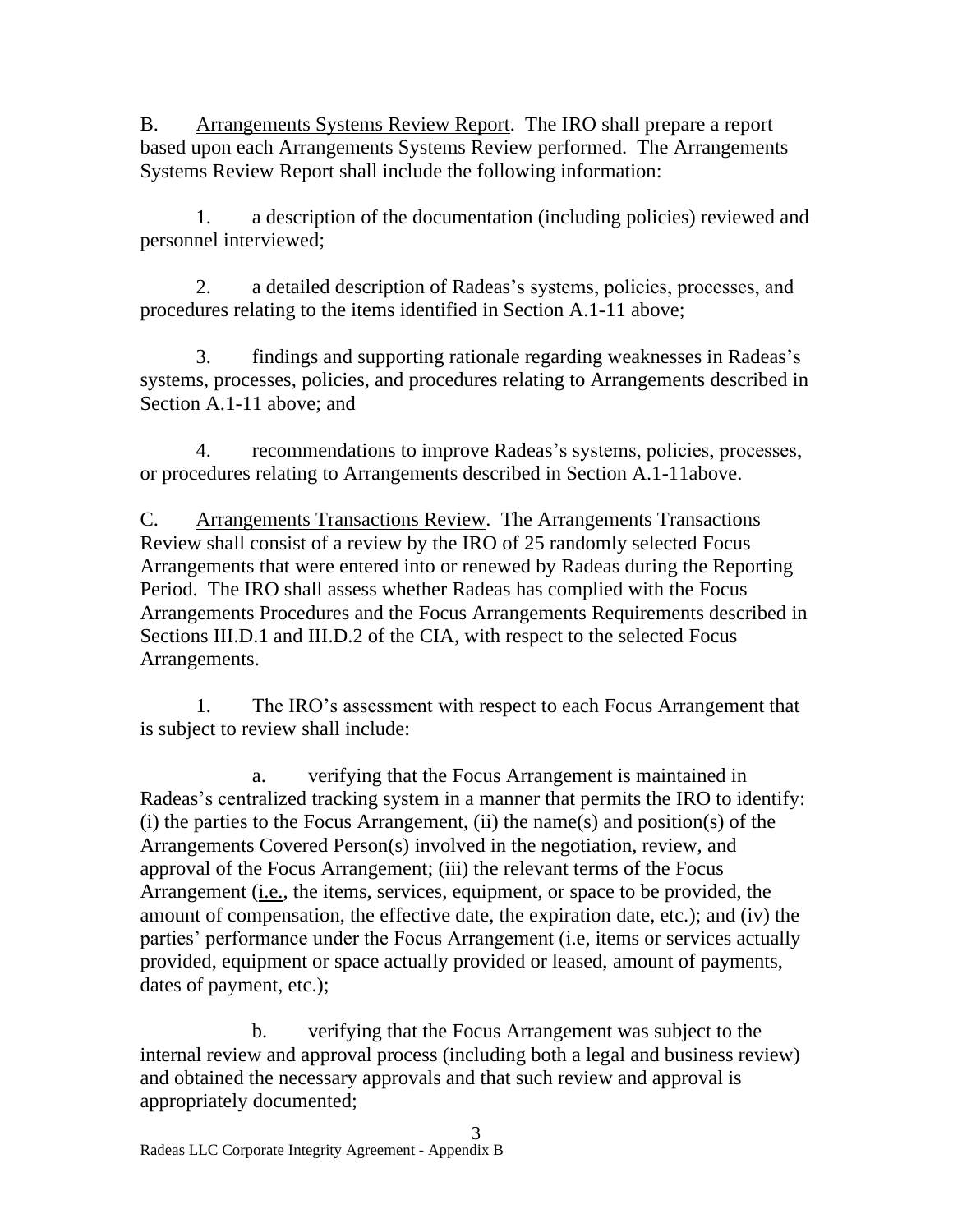B. <u>Arrangements Systems Review Report</u>. The IRO shall prepare a report based upon each Arrangements Systems Review performed. The Arrangements Systems Review Report shall include the following information:

1. a description of the documentation (including policies) reviewed and personnel interviewed;

2. a detailed description of Radeas's systems, policies, processes, and procedures relating to the items identified in Section A.1-11 above;

3. findings and supporting rationale regarding weaknesses in Radeas's systems, processes, policies, and procedures relating to Arrangements described in Section A.1-11 above; and

4. recommendations to improve Radeas's systems, policies, processes, or procedures relating to Arrangements described in Section A.1-11above.

C. <u>Arrangements Transactions Review</u>. The Arrangements Transactions Review shall consist of a review by the IRO of 25 randomly selected Focus Arrangements that were entered into or renewed by Radeas during the Reporting Period. The IRO shall assess whether Radeas has complied with the Focus Arrangements Procedures and the Focus Arrangements Requirements described in Sections III.D.1 and III.D.2 of the CIA, with respect to the selected Focus Arrangements.

1. The IRO's assessment with respect to each Focus Arrangement that is subject to review shall include:

a. verifying that the Focus Arrangement is maintained in Radeas's centralized tracking system in a manner that permits the IRO to identify: (i) the parties to the Focus Arrangement, (ii) the name(s) and position(s) of the Arrangements Covered Person(s) involved in the negotiation, review, and approval of the Focus Arrangement; (iii) the relevant terms of the Focus Arrangement (<u>i.e.</u>, the items, services, equipment, or space to be provided, the amount of compensation, the effective date, the expiration date, etc.); and (iv) the parties' performance under the Focus Arrangement (i.e, items or services actually provided, equipment or space actually provided or leased, amount of payments, dates of payment, etc.);

b. verifying that the Focus Arrangement was subject to the internal review and approval process (including both a legal and business review) and obtained the necessary approvals and that such review and approval is appropriately documented;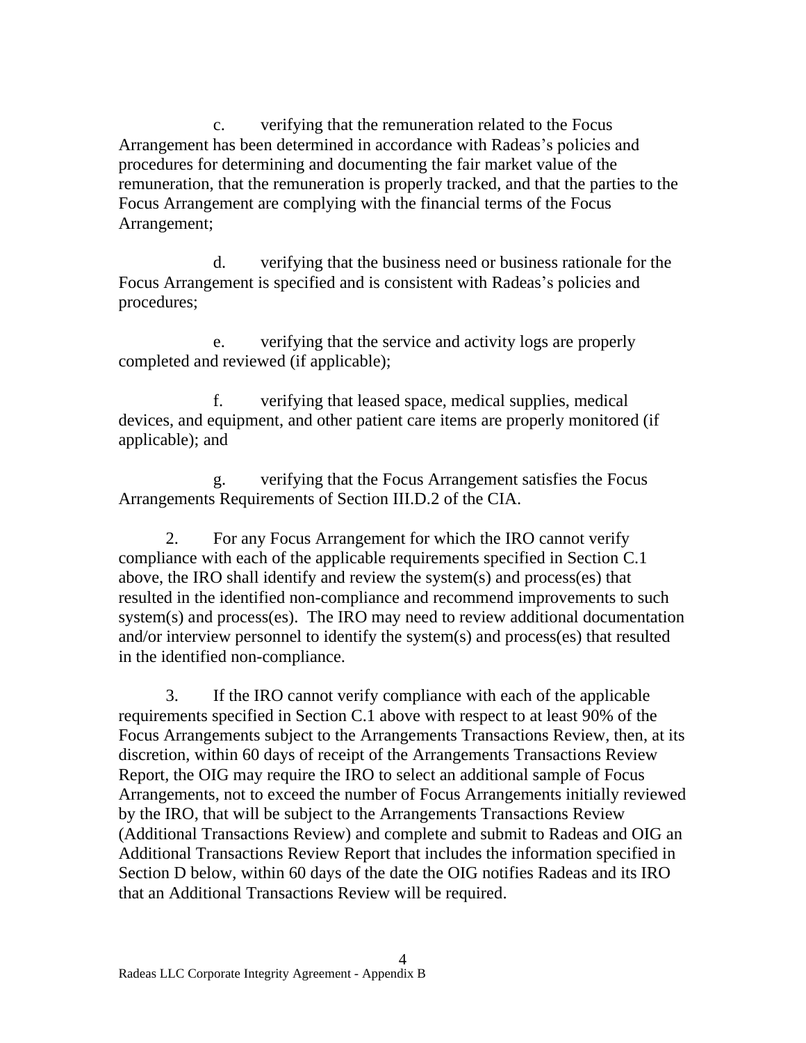c. verifying that the remuneration related to the Focus Arrangement has been determined in accordance with Radeas's policies and procedures for determining and documenting the fair market value of the remuneration, that the remuneration is properly tracked, and that the parties to the Focus Arrangement are complying with the financial terms of the Focus Arrangement;

d. verifying that the business need or business rationale for the Focus Arrangement is specified and is consistent with Radeas's policies and procedures;

e. verifying that the service and activity logs are properly completed and reviewed (if applicable);

f. verifying that leased space, medical supplies, medical devices, and equipment, and other patient care items are properly monitored (if applicable); and

g. verifying that the Focus Arrangement satisfies the Focus Arrangements Requirements of Section III.D.2 of the CIA.

2. For any Focus Arrangement for which the IRO cannot verify compliance with each of the applicable requirements specified in Section C.1 above, the IRO shall identify and review the system(s) and process(es) that resulted in the identified non-compliance and recommend improvements to such system(s) and process(es). The IRO may need to review additional documentation and/or interview personnel to identify the system(s) and process(es) that resulted in the identified non-compliance.

3. If the IRO cannot verify compliance with each of the applicable requirements specified in Section C.1 above with respect to at least 90% of the Focus Arrangements subject to the Arrangements Transactions Review, then, at its discretion, within 60 days of receipt of the Arrangements Transactions Review Report, the OIG may require the IRO to select an additional sample of Focus Arrangements, not to exceed the number of Focus Arrangements initially reviewed by the IRO, that will be subject to the Arrangements Transactions Review (Additional Transactions Review) and complete and submit to Radeas and OIG an Additional Transactions Review Report that includes the information specified in Section D below, within 60 days of the date the OIG notifies Radeas and its IRO that an Additional Transactions Review will be required.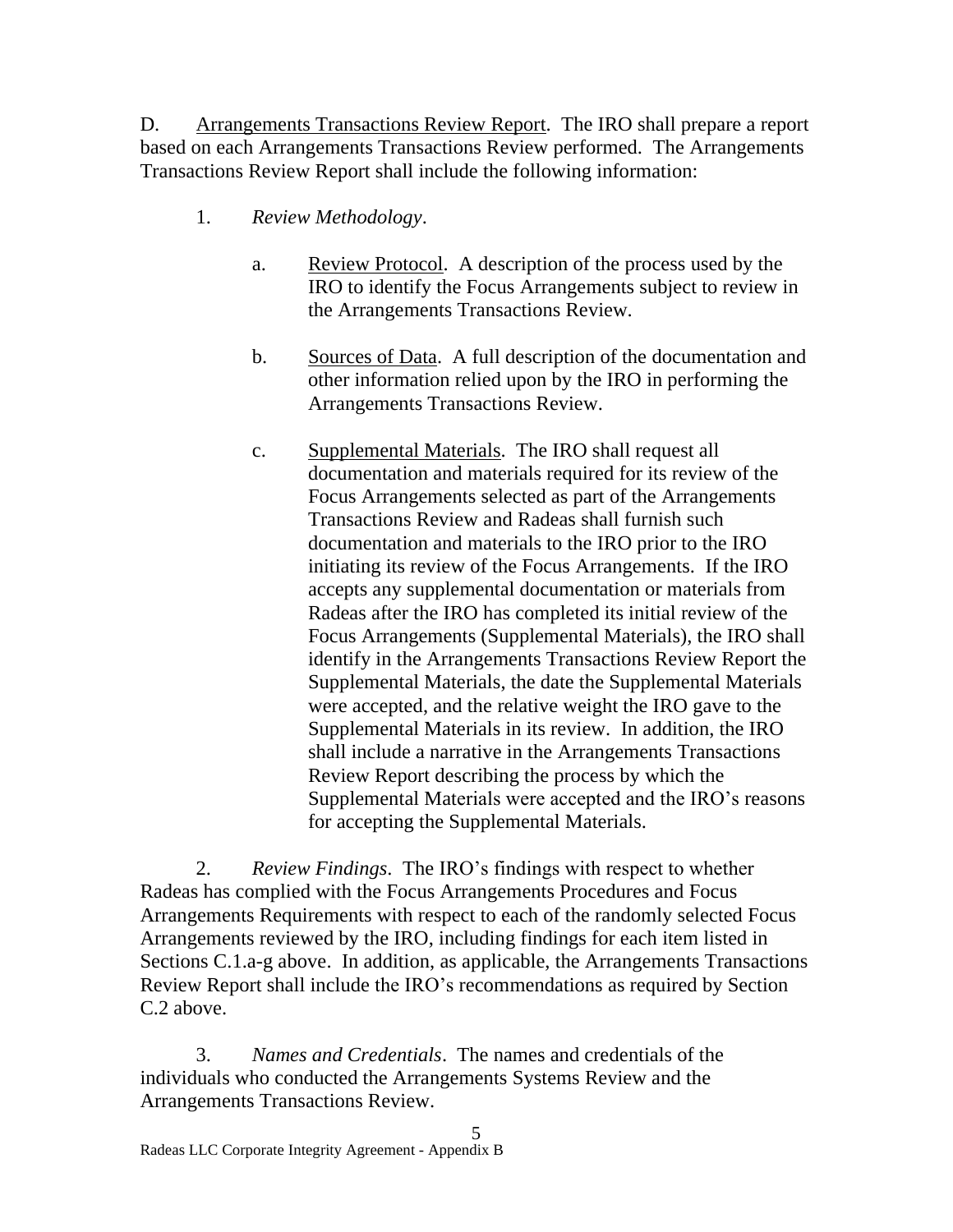D. <u>Arrangements Transactions Review Report</u>. The IRO shall prepare a report based on each Arrangements Transactions Review performed. The Arrangements Transactions Review Report shall include the following information:

1. *Review Methodology*.

   a. <u>Review Protocol</u>. A description of the process used by the IRO to identify the Focus Arrangements subject to review in the Arrangements Transactions Review.

   b. <u>Sources of Data</u>. A full description of the documentation and other information relied upon by the IRO in performing the Arrangements Transactions Review.

   c. <u>Supplemental Materials</u>. The IRO shall request all documentation and materials required for its review of the Focus Arrangements selected as part of the Arrangements Transactions Review and Radeas shall furnish such documentation and materials to the IRO prior to the IRO initiating its review of the Focus Arrangements. If the IRO accepts any supplemental documentation or materials from Radeas after the IRO has completed its initial review of the Focus Arrangements (Supplemental Materials), the IRO shall identify in the Arrangements Transactions Review Report the Supplemental Materials, the date the Supplemental Materials were accepted, and the relative weight the IRO gave to the Supplemental Materials in its review. In addition, the IRO shall include a narrative in the Arrangements Transactions Review Report describing the process by which the Supplemental Materials were accepted and the IRO's reasons for accepting the Supplemental Materials.

2. *Review Findings*. The IRO's findings with respect to whether Radeas has complied with the Focus Arrangements Procedures and Focus Arrangements Requirements with respect to each of the randomly selected Focus Arrangements reviewed by the IRO, including findings for each item listed in Sections C.1.a-g above. In addition, as applicable, the Arrangements Transactions Review Report shall include the IRO's recommendations as required by Section C.2 above.

3. *Names and Credentials*. The names and credentials of the individuals who conducted the Arrangements Systems Review and the Arrangements Transactions Review.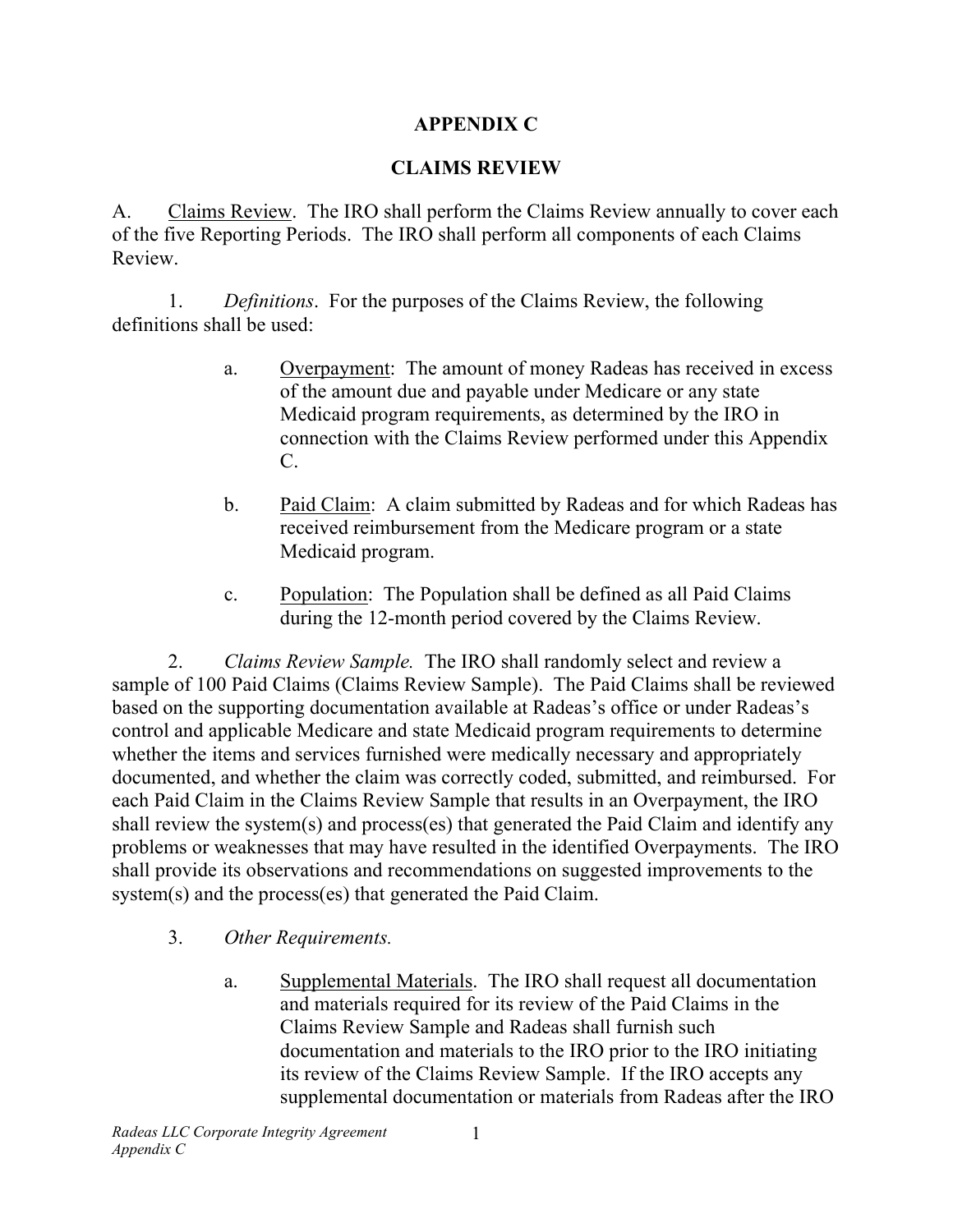# APPENDIX C

## CLAIMS REVIEW

A. Claims Review. The IRO shall perform the Claims Review annually to cover each of the five Reporting Periods. The IRO shall perform all components of each Claims Review.

1. *Definitions*. For the purposes of the Claims Review, the following definitions shall be used:

   a. Overpayment: The amount of money Radeas has received in excess of the amount due and payable under Medicare or any state Medicaid program requirements, as determined by the IRO in connection with the Claims Review performed under this Appendix C.

   b. Paid Claim: A claim submitted by Radeas and for which Radeas has received reimbursement from the Medicare program or a state Medicaid program.

   c. Population: The Population shall be defined as all Paid Claims during the 12-month period covered by the Claims Review.

2. *Claims Review Sample.* The IRO shall randomly select and review a sample of 100 Paid Claims (Claims Review Sample). The Paid Claims shall be reviewed based on the supporting documentation available at Radeas's office or under Radeas's control and applicable Medicare and state Medicaid program requirements to determine whether the items and services furnished were medically necessary and appropriately documented, and whether the claim was correctly coded, submitted, and reimbursed. For each Paid Claim in the Claims Review Sample that results in an Overpayment, the IRO shall review the system(s) and process(es) that generated the Paid Claim and identify any problems or weaknesses that may have resulted in the identified Overpayments. The IRO shall provide its observations and recommendations on suggested improvements to the system(s) and the process(es) that generated the Paid Claim.

3. *Other Requirements.*

   a. Supplemental Materials. The IRO shall request all documentation and materials required for its review of the Paid Claims in the Claims Review Sample and Radeas shall furnish such documentation and materials to the IRO prior to the IRO initiating its review of the Claims Review Sample. If the IRO accepts any supplemental documentation or materials from Radeas after the IRO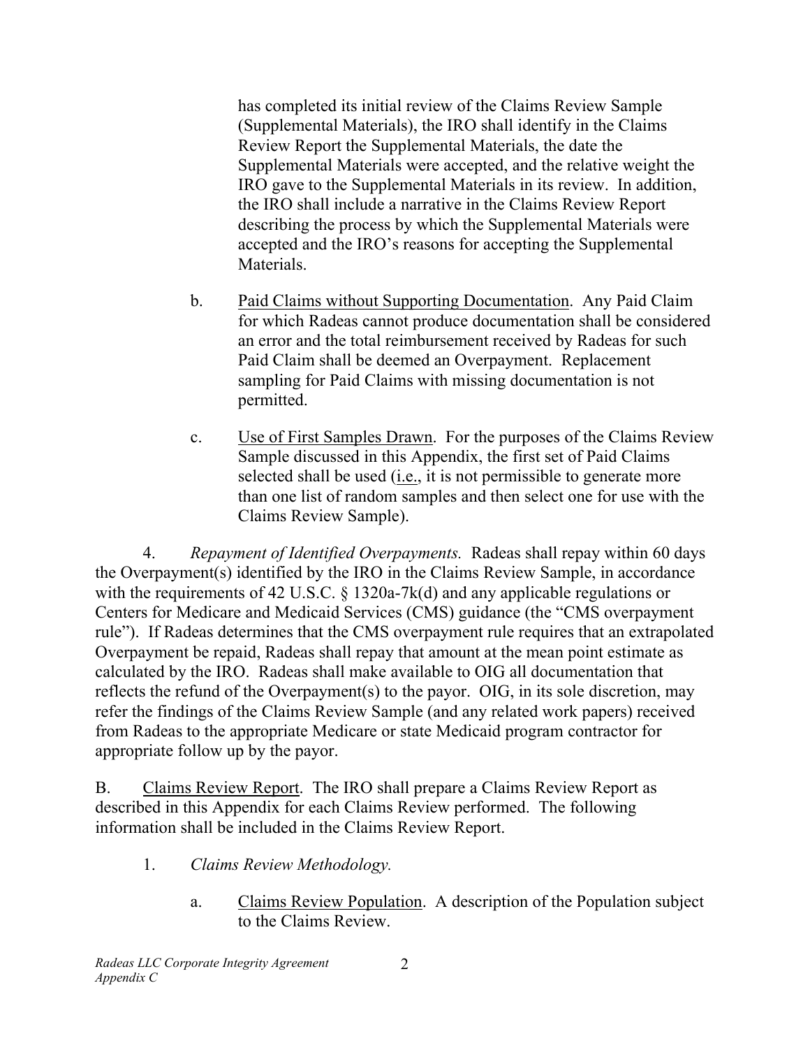has completed its initial review of the Claims Review Sample (Supplemental Materials), the IRO shall identify in the Claims Review Report the Supplemental Materials, the date the Supplemental Materials were accepted, and the relative weight the IRO gave to the Supplemental Materials in its review. In addition, the IRO shall include a narrative in the Claims Review Report describing the process by which the Supplemental Materials were accepted and the IRO's reasons for accepting the Supplemental Materials.

b. Paid Claims without Supporting Documentation. Any Paid Claim for which Radeas cannot produce documentation shall be considered an error and the total reimbursement received by Radeas for such Paid Claim shall be deemed an Overpayment. Replacement sampling for Paid Claims with missing documentation is not permitted.

c. Use of First Samples Drawn. For the purposes of the Claims Review Sample discussed in this Appendix, the first set of Paid Claims selected shall be used (i.e., it is not permissible to generate more than one list of random samples and then select one for use with the Claims Review Sample).

4. *Repayment of Identified Overpayments.* Radeas shall repay within 60 days the Overpayment(s) identified by the IRO in the Claims Review Sample, in accordance with the requirements of 42 U.S.C. § 1320a-7k(d) and any applicable regulations or Centers for Medicare and Medicaid Services (CMS) guidance (the "CMS overpayment rule"). If Radeas determines that the CMS overpayment rule requires that an extrapolated Overpayment be repaid, Radeas shall repay that amount at the mean point estimate as calculated by the IRO. Radeas shall make available to OIG all documentation that reflects the refund of the Overpayment(s) to the payor. OIG, in its sole discretion, may refer the findings of the Claims Review Sample (and any related work papers) received from Radeas to the appropriate Medicare or state Medicaid program contractor for appropriate follow up by the payor.

B. Claims Review Report. The IRO shall prepare a Claims Review Report as described in this Appendix for each Claims Review performed. The following information shall be included in the Claims Review Report.

1. *Claims Review Methodology.*

a. Claims Review Population. A description of the Population subject to the Claims Review.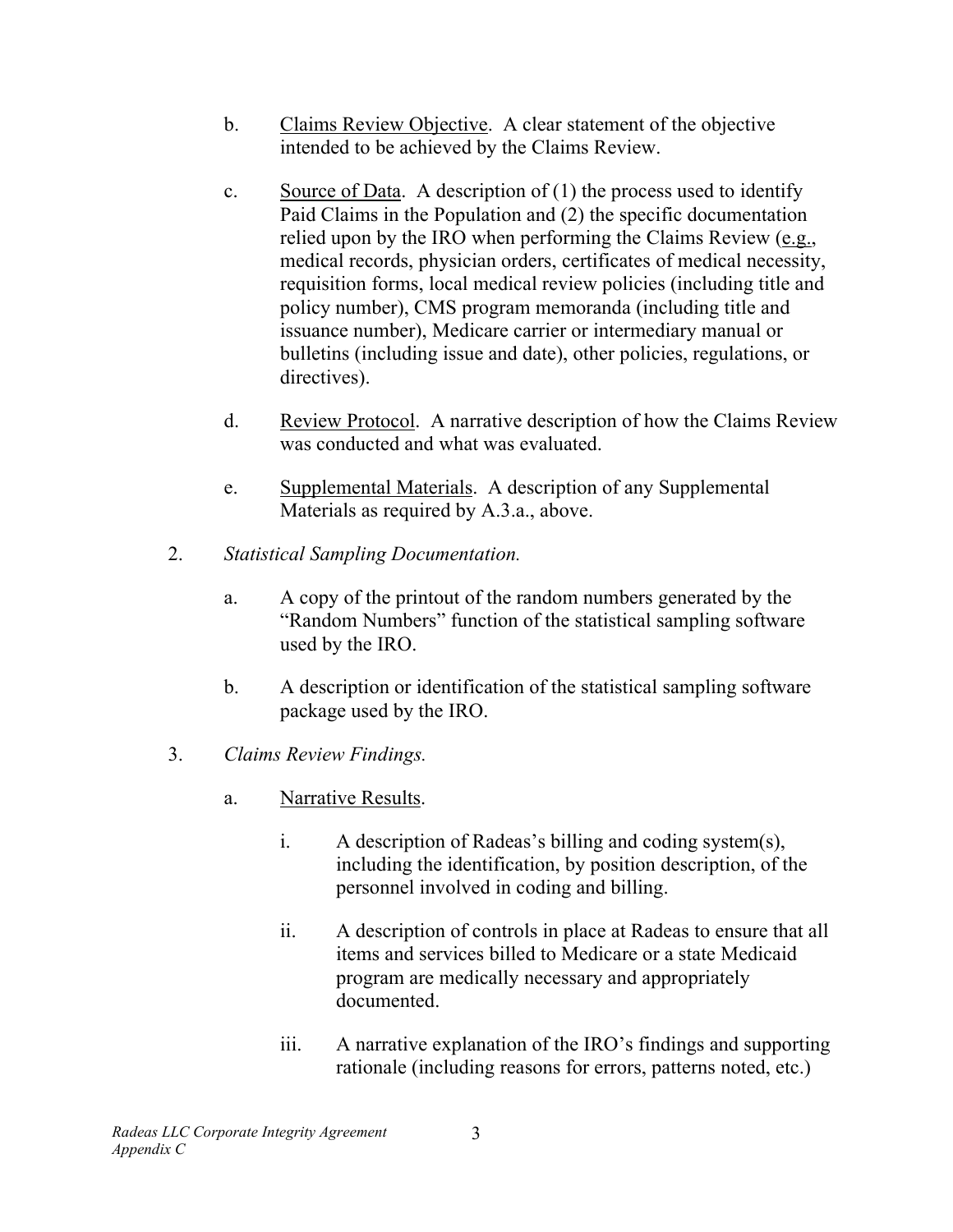b. Claims Review Objective. A clear statement of the objective intended to be achieved by the Claims Review.

c. Source of Data. A description of (1) the process used to identify Paid Claims in the Population and (2) the specific documentation relied upon by the IRO when performing the Claims Review (e.g., medical records, physician orders, certificates of medical necessity, requisition forms, local medical review policies (including title and policy number), CMS program memoranda (including title and issuance number), Medicare carrier or intermediary manual or bulletins (including issue and date), other policies, regulations, or directives).

d. Review Protocol. A narrative description of how the Claims Review was conducted and what was evaluated.

e. Supplemental Materials. A description of any Supplemental Materials as required by A.3.a., above.

2. *Statistical Sampling Documentation.*

a. A copy of the printout of the random numbers generated by the "Random Numbers" function of the statistical sampling software used by the IRO.

b. A description or identification of the statistical sampling software package used by the IRO.

3. *Claims Review Findings.*

a. Narrative Results.

i. A description of Radeas's billing and coding system(s), including the identification, by position description, of the personnel involved in coding and billing.

ii. A description of controls in place at Radeas to ensure that all items and services billed to Medicare or a state Medicaid program are medically necessary and appropriately documented.

iii. A narrative explanation of the IRO's findings and supporting rationale (including reasons for errors, patterns noted, etc.)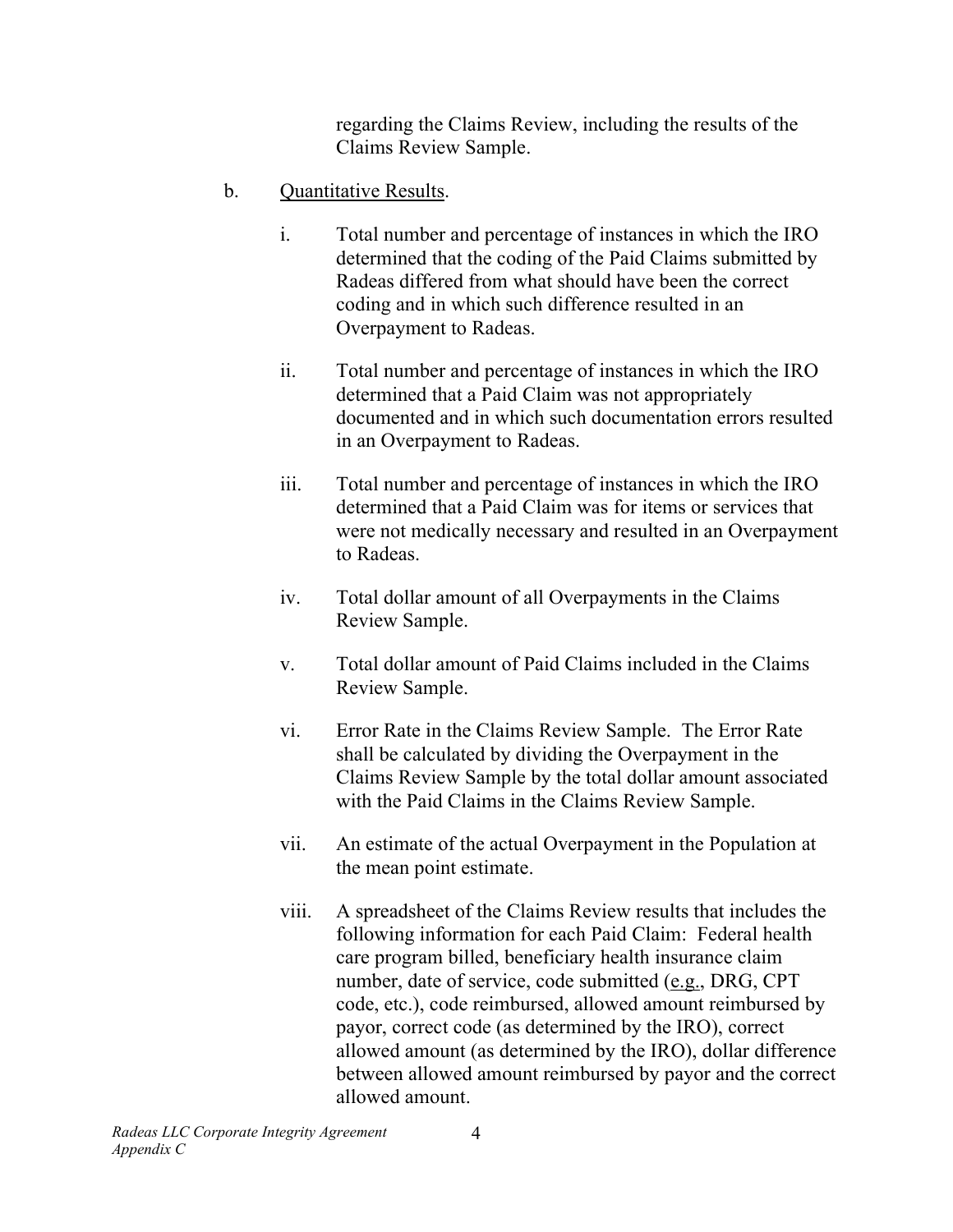regarding the Claims Review, including the results of the Claims Review Sample.

b. Quantitative Results.

i. Total number and percentage of instances in which the IRO determined that the coding of the Paid Claims submitted by Radeas differed from what should have been the correct coding and in which such difference resulted in an Overpayment to Radeas.

ii. Total number and percentage of instances in which the IRO determined that a Paid Claim was not appropriately documented and in which such documentation errors resulted in an Overpayment to Radeas.

iii. Total number and percentage of instances in which the IRO determined that a Paid Claim was for items or services that were not medically necessary and resulted in an Overpayment to Radeas.

iv. Total dollar amount of all Overpayments in the Claims Review Sample.

v. Total dollar amount of Paid Claims included in the Claims Review Sample.

vi. Error Rate in the Claims Review Sample. The Error Rate shall be calculated by dividing the Overpayment in the Claims Review Sample by the total dollar amount associated with the Paid Claims in the Claims Review Sample.

vii. An estimate of the actual Overpayment in the Population at the mean point estimate.

viii. A spreadsheet of the Claims Review results that includes the following information for each Paid Claim: Federal health care program billed, beneficiary health insurance claim number, date of service, code submitted (e.g., DRG, CPT code, etc.), code reimbursed, allowed amount reimbursed by payor, correct code (as determined by the IRO), correct allowed amount (as determined by the IRO), dollar difference between allowed amount reimbursed by payor and the correct allowed amount.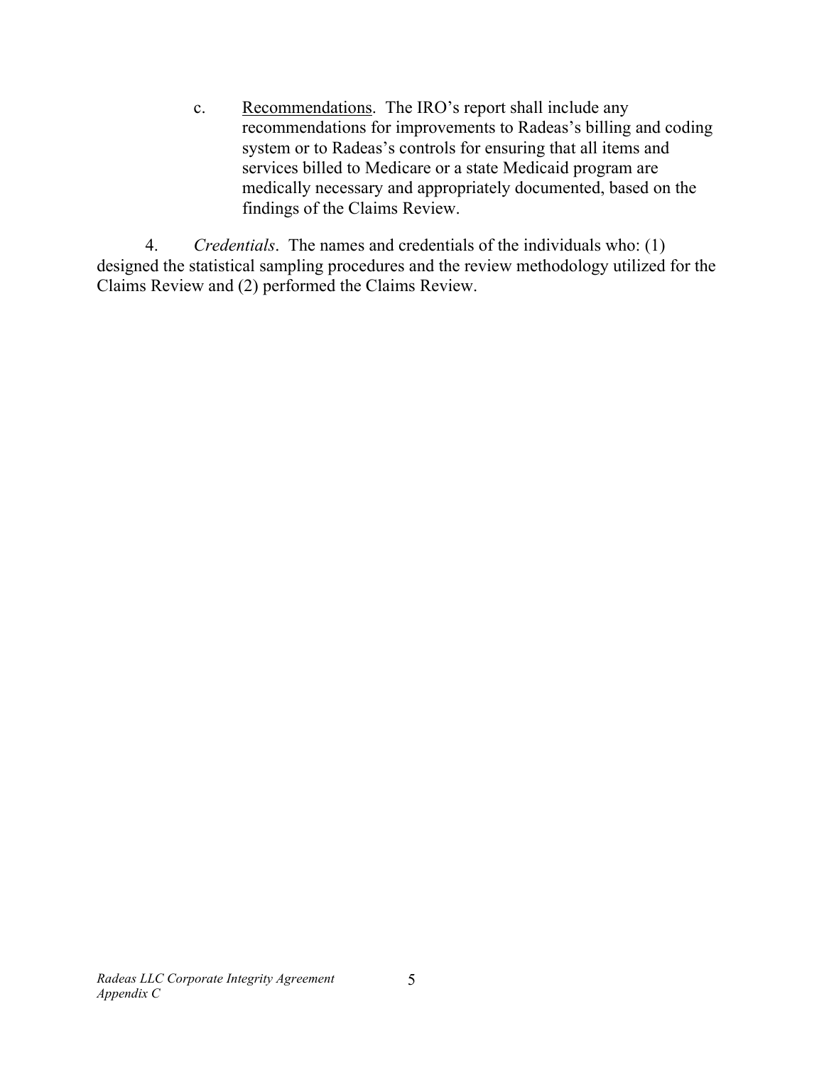c. Recommendations. The IRO's report shall include any recommendations for improvements to Radeas's billing and coding system or to Radeas's controls for ensuring that all items and services billed to Medicare or a state Medicaid program are medically necessary and appropriately documented, based on the findings of the Claims Review.

4. *Credentials*. The names and credentials of the individuals who: (1) designed the statistical sampling procedures and the review methodology utilized for the Claims Review and (2) performed the Claims Review.